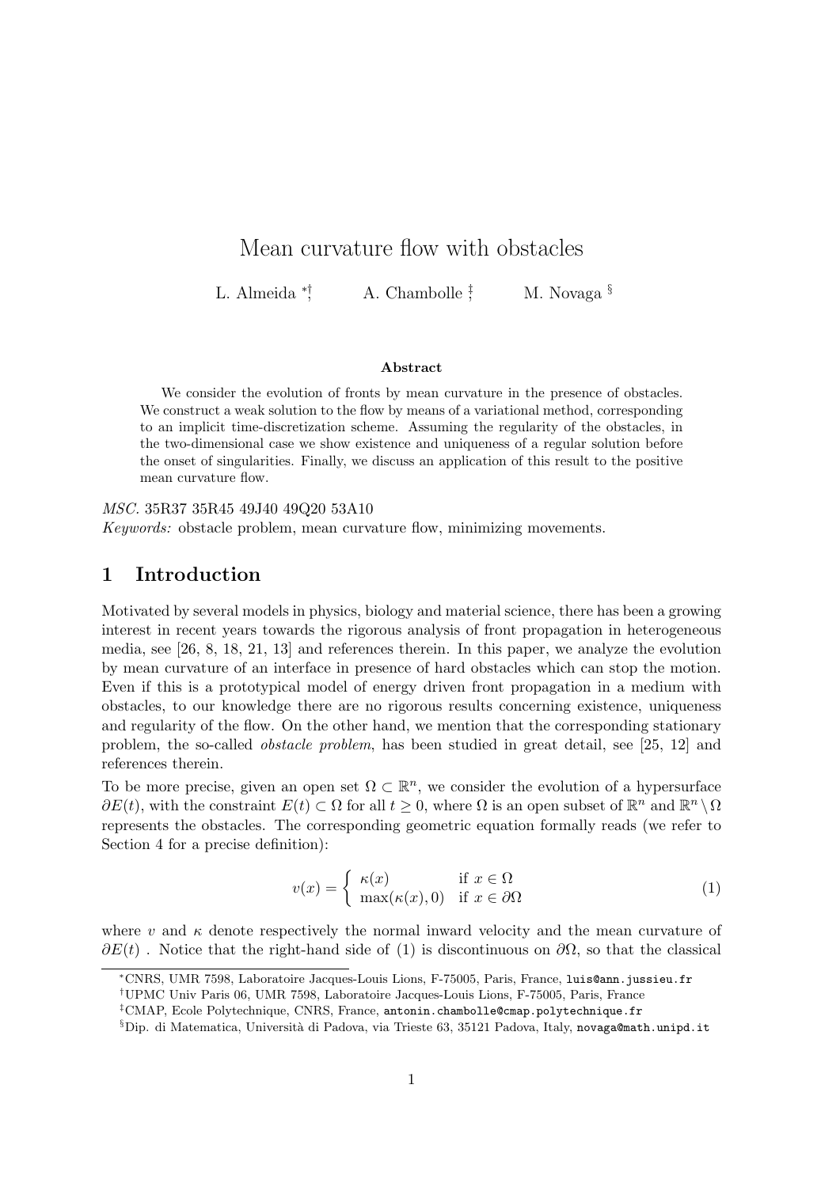# Mean curvature flow with obstacles

L. Almeida [*,†], A. Chambolle [‡], M. Novaga [§]

**Abstract**

We consider the evolution of fronts by mean curvature in the presence of obstacles. We construct a weak solution to the flow by means of a variational method, corresponding to an implicit time-discretization scheme. Assuming the regularity of the obstacles, in the two-dimensional case we show existence and uniqueness of a regular solution before the onset of singularities. Finally, we discuss an application of this result to the positive mean curvature flow.

*MSC.* 35R37 35R45 49J40 49Q20 53A10

*Keywords:* obstacle problem, mean curvature flow, minimizing movements.

## 1 Introduction

Motivated by several models in physics, biology and material science, there has been a growing interest in recent years towards the rigorous analysis of front propagation in heterogeneous media, see [26, 8, 18, 21, 13] and references therein. In this paper, we analyze the evolution by mean curvature of an interface in presence of hard obstacles which can stop the motion. Even if this is a prototypical model of energy driven front propagation in a medium with obstacles, to our knowledge there are no rigorous results concerning existence, uniqueness and regularity of the flow. On the other hand, we mention that the corresponding stationary problem, the so-called *obstacle problem*, has been studied in great detail, see [25, 12] and references therein.

To be more precise, given an open set $\Omega \subset \mathbb{R}^n$, we consider the evolution of a hypersurface $\partial E(t)$, with the constraint $E(t) \subset \Omega$ for all $t \geq 0$, where $\Omega$ is an open subset of $\mathbb{R}^n$ and $\mathbb{R}^n \setminus \Omega$ represents the obstacles. The corresponding geometric equation formally reads (we refer to Section 4 for a precise definition):

$$
v(x) = \begin{cases} \kappa(x) & \text{if } x \in \Omega \\ \max(\kappa(x), 0) & \text{if } x \in \partial\Omega \end{cases} \tag{1}
$$

where $v$ and $\kappa$ denote respectively the normal inward velocity and the mean curvature of $\partial E(t)$ . Notice that the right-hand side of (1) is discontinuous on $\partial\Omega$, so that the classical

---

[*] CNRS, UMR 7598, Laboratoire Jacques-Louis Lions, F-75005, Paris, France, luis@ann.jussieu.fr

[†] UPMC Univ Paris 06, UMR 7598, Laboratoire Jacques-Louis Lions, F-75005, Paris, France

[‡] CMAP, Ecole Polytechnique, CNRS, France, antonin.chambolle@cmap.polytechnique.fr

[§] Dip. di Matematica, Università di Padova, via Trieste 63, 35121 Padova, Italy, novaga@math.unipd.it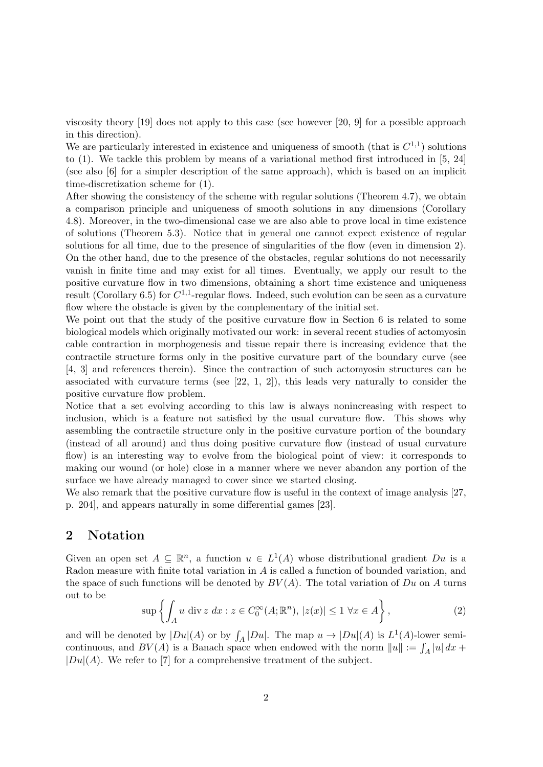viscosity theory [19] does not apply to this case (see however [20, 9] for a possible approach in this direction).

We are particularly interested in existence and uniqueness of smooth (that is $C^{1,1}$) solutions to (1). We tackle this problem by means of a variational method first introduced in [5, 24] (see also [6] for a simpler description of the same approach), which is based on an implicit time-discretization scheme for (1).

After showing the consistency of the scheme with regular solutions (Theorem 4.7), we obtain a comparison principle and uniqueness of smooth solutions in any dimensions (Corollary 4.8). Moreover, in the two-dimensional case we are also able to prove local in time existence of solutions (Theorem 5.3). Notice that in general one cannot expect existence of regular solutions for all time, due to the presence of singularities of the flow (even in dimension 2). On the other hand, due to the presence of the obstacles, regular solutions do not necessarily vanish in finite time and may exist for all times. Eventually, we apply our result to the positive curvature flow in two dimensions, obtaining a short time existence and uniqueness result (Corollary 6.5) for $C^{1,1}$-regular flows. Indeed, such evolution can be seen as a curvature flow where the obstacle is given by the complementary of the initial set.

We point out that the study of the positive curvature flow in Section 6 is related to some biological models which originally motivated our work: in several recent studies of actomyosin cable contraction in morphogenesis and tissue repair there is increasing evidence that the contractile structure forms only in the positive curvature part of the boundary curve (see [4, 3] and references therein). Since the contraction of such actomyosin structures can be associated with curvature terms (see [22, 1, 2]), this leads very naturally to consider the positive curvature flow problem.

Notice that a set evolving according to this law is always nonincreasing with respect to inclusion, which is a feature not satisfied by the usual curvature flow. This shows why assembling the contractile structure only in the positive curvature portion of the boundary (instead of all around) and thus doing positive curvature flow (instead of usual curvature flow) is an interesting way to evolve from the biological point of view: it corresponds to making our wound (or hole) close in a manner where we never abandon any portion of the surface we have already managed to cover since we started closing.

We also remark that the positive curvature flow is useful in the context of image analysis [27, p. 204], and appears naturally in some differential games [23].

## 2 Notation

Given an open set $A \subseteq \mathbb{R}^n$, a function $u \in L^1(A)$ whose distributional gradient $Du$ is a Radon measure with finite total variation in $A$ is called a function of bounded variation, and the space of such functions will be denoted by $BV(A)$. The total variation of $Du$ on $A$ turns out to be

$$\sup\left\{\int_A u \operatorname{div} z \, dx : z \in C_0^\infty(A;\mathbb{R}^n),\ |z(x)| \le 1\ \forall x \in A\right\}, \tag{2}$$

and will be denoted by $|Du|(A)$ or by $\int_A |Du|$. The map $u \to |Du|(A)$ is $L^1(A)$-lower semicontinuous, and $BV(A)$ is a Banach space when endowed with the norm $\|u\| := \int_A |u|\, dx + |Du|(A)$. We refer to [7] for a comprehensive treatment of the subject.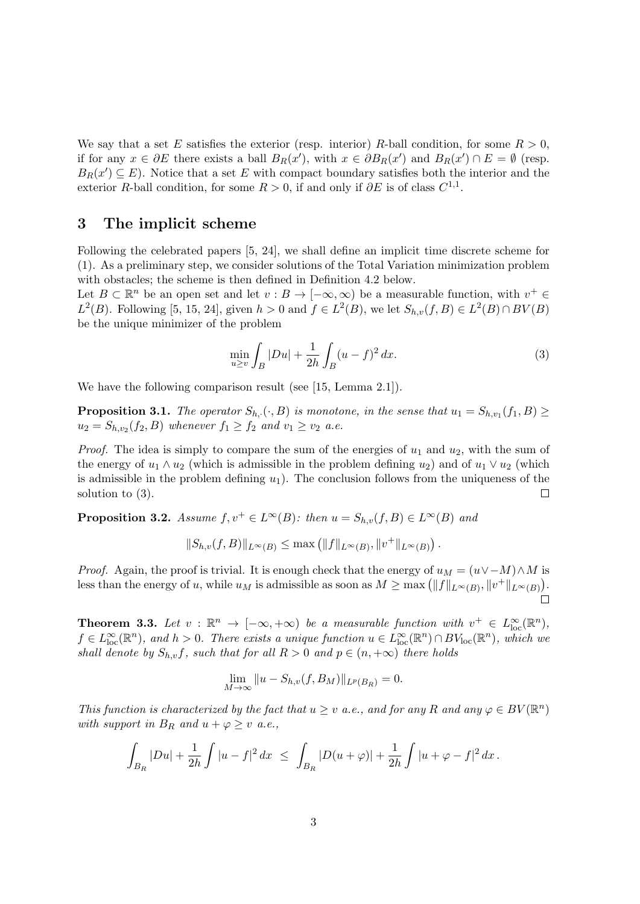We say that a set $E$ satisfies the exterior (resp. interior) $R$-ball condition, for some $R > 0$, if for any $x \in \partial E$ there exists a ball $B_R(x')$, with $x \in \partial B_R(x')$ and $B_R(x') \cap E = \emptyset$ (resp. $B_R(x') \subseteq E$). Notice that a set $E$ with compact boundary satisfies both the interior and the exterior $R$-ball condition, for some $R > 0$, if and only if $\partial E$ is of class $C^{1,1}$.

## 3 The implicit scheme

Following the celebrated papers [5, 24], we shall define an implicit time discrete scheme for (1). As a preliminary step, we consider solutions of the Total Variation minimization problem with obstacles; the scheme is then defined in Definition 4.2 below.

Let $B \subset \mathbb{R}^n$ be an open set and let $v : B \to [-\infty, \infty)$ be a measurable function, with $v^+ \in L^2(B)$. Following [5, 15, 24], given $h > 0$ and $f \in L^2(B)$, we let $S_{h,v}(f, B) \in L^2(B) \cap BV(B)$ be the unique minimizer of the problem

$$\min_{u \geq v} \int_B |Du| + \frac{1}{2h} \int_B (u - f)^2 \, dx. \tag{3}$$

We have the following comparison result (see [15, Lemma 2.1]).

**Proposition 3.1.** *The operator $S_{h,\cdot}(\cdot, B)$ is monotone, in the sense that $u_1 = S_{h,v_1}(f_1, B) \geq u_2 = S_{h,v_2}(f_2, B)$ whenever $f_1 \geq f_2$ and $v_1 \geq v_2$ a.e.*

*Proof.* The idea is simply to compare the sum of the energies of $u_1$ and $u_2$, with the sum of the energy of $u_1 \wedge u_2$ (which is admissible in the problem defining $u_2$) and of $u_1 \vee u_2$ (which is admissible in the problem defining $u_1$). The conclusion follows from the uniqueness of the solution to (3). $\square$

**Proposition 3.2.** *Assume $f, v^+ \in L^\infty(B)$: then $u = S_{h,v}(f, B) \in L^\infty(B)$ and*

$$\|S_{h,v}(f, B)\|_{L^\infty(B)} \leq \max\left(\|f\|_{L^\infty(B)}, \|v^+\|_{L^\infty(B)}\right).$$

*Proof.* Again, the proof is trivial. It is enough check that the energy of $u_M = (u \vee -M) \wedge M$ is less than the energy of $u$, while $u_M$ is admissible as soon as $M \geq \max\left(\|f\|_{L^\infty(B)}, \|v^+\|_{L^\infty(B)}\right)$. $\square$

**Theorem 3.3.** *Let $v : \mathbb{R}^n \to [-\infty, +\infty)$ be a measurable function with $v^+ \in L^\infty_{\mathrm{loc}}(\mathbb{R}^n)$, $f \in L^\infty_{\mathrm{loc}}(\mathbb{R}^n)$, and $h > 0$. There exists a unique function $u \in L^\infty_{\mathrm{loc}}(\mathbb{R}^n) \cap BV_{\mathrm{loc}}(\mathbb{R}^n)$, which we shall denote by $S_{h,v}f$, such that for all $R > 0$ and $p \in (n, +\infty)$ there holds*

$$\lim_{M \to \infty} \|u - S_{h,v}(f, B_M)\|_{L^p(B_R)} = 0.$$

*This function is characterized by the fact that $u \geq v$ a.e., and for any $R$ and any $\varphi \in BV(\mathbb{R}^n)$ with support in $B_R$ and $u + \varphi \geq v$ a.e.,*

$$\int_{B_R} |Du| + \frac{1}{2h} \int |u - f|^2 \, dx \;\leq\; \int_{B_R} |D(u + \varphi)| + \frac{1}{2h} \int |u + \varphi - f|^2 \, dx \,.$$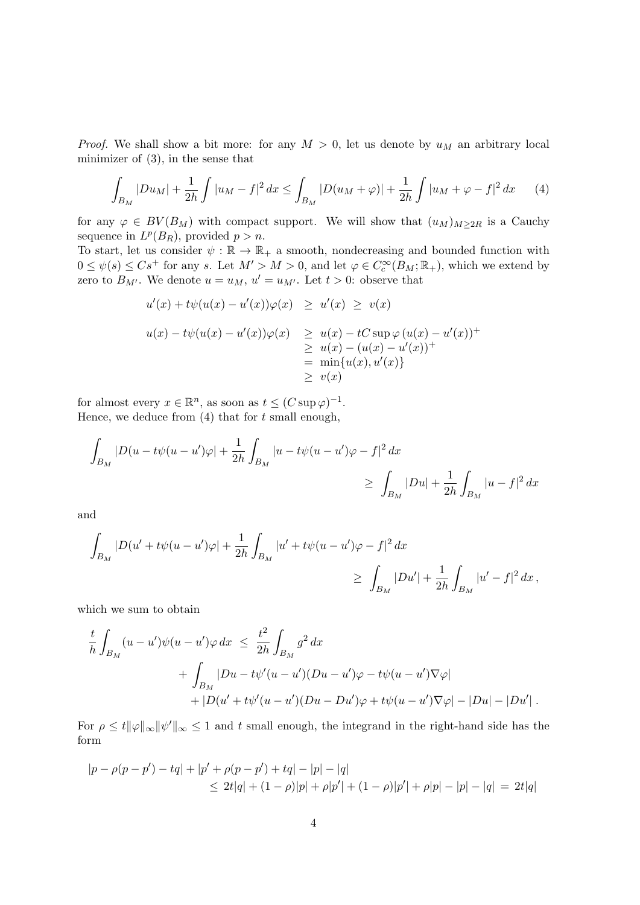*Proof.* We shall show a bit more: for any $M > 0$, let us denote by $u_M$ an arbitrary local minimizer of (3), in the sense that

$$\int_{B_M} |Du_M| + \frac{1}{2h}\int |u_M - f|^2\,dx \le \int_{B_M} |D(u_M+\varphi)| + \frac{1}{2h}\int |u_M+\varphi-f|^2\,dx \qquad (4)$$

for any $\varphi \in BV(B_M)$ with compact support. We will show that $(u_M)_{M\ge 2R}$ is a Cauchy sequence in $L^p(B_R)$, provided $p > n$.
To start, let us consider $\psi : \mathbb{R} \to \mathbb{R}_+$ a smooth, nondecreasing and bounded function with $0 \le \psi(s) \le Cs^+$ for any $s$. Let $M' > M > 0$, and let $\varphi \in C_c^\infty(B_M;\mathbb{R}_+)$, which we extend by zero to $B_{M'}$. We denote $u = u_M$, $u' = u_{M'}$. Let $t > 0$: observe that

$$\begin{aligned}
u'(x) + t\psi(u(x)-u'(x))\varphi(x) &\ \ge\ u'(x)\ \ge\ v(x)\\[1ex]
u(x) - t\psi(u(x)-u'(x))\varphi(x) &\ \ge\ u(x) - tC\sup\varphi\,(u(x)-u'(x))^+\\
&\ \ge\ u(x) - (u(x)-u'(x))^+\\
&\ =\ \min\{u(x),u'(x)\}\\
&\ \ge\ v(x)
\end{aligned}$$

for almost every $x \in \mathbb{R}^n$, as soon as $t \le (C\sup\varphi)^{-1}$.
Hence, we deduce from (4) that for $t$ small enough,

$$\int_{B_M} |D(u - t\psi(u-u')\varphi| + \frac{1}{2h}\int_{B_M} |u - t\psi(u-u')\varphi - f|^2\,dx \ \ge\ \int_{B_M}|Du| + \frac{1}{2h}\int_{B_M}|u-f|^2\,dx$$

and

$$\int_{B_M} |D(u' + t\psi(u-u')\varphi| + \frac{1}{2h}\int_{B_M} |u' + t\psi(u-u')\varphi - f|^2\,dx \ \ge\ \int_{B_M}|Du'| + \frac{1}{2h}\int_{B_M}|u'-f|^2\,dx\,,$$

which we sum to obtain

$$\begin{aligned}
\frac{t}{h}\int_{B_M}(u-u')\psi(u-u')\varphi\,dx \ \le\ & \frac{t^2}{2h}\int_{B_M} g^2\,dx\\
&+ \int_{B_M} |Du - t\psi'(u-u')(Du-u')\varphi - t\psi(u-u')\nabla\varphi|\\
&\quad + |D(u' + t\psi'(u-u')(Du-Du')\varphi + t\psi(u-u')\nabla\varphi| - |Du| - |Du'|\,.
\end{aligned}$$

For $\rho \le t\|\varphi\|_\infty\|\psi'\|_\infty \le 1$ and $t$ small enough, the integrand in the right-hand side has the form

$$\begin{aligned}
&|p - \rho(p-p') - tq| + |p' + \rho(p-p') + tq| - |p| - |q|\\
&\qquad \le\ 2t|q| + (1-\rho)|p| + \rho|p'| + (1-\rho)|p'| + \rho|p| - |p| - |q| \ =\ 2t|q|
\end{aligned}$$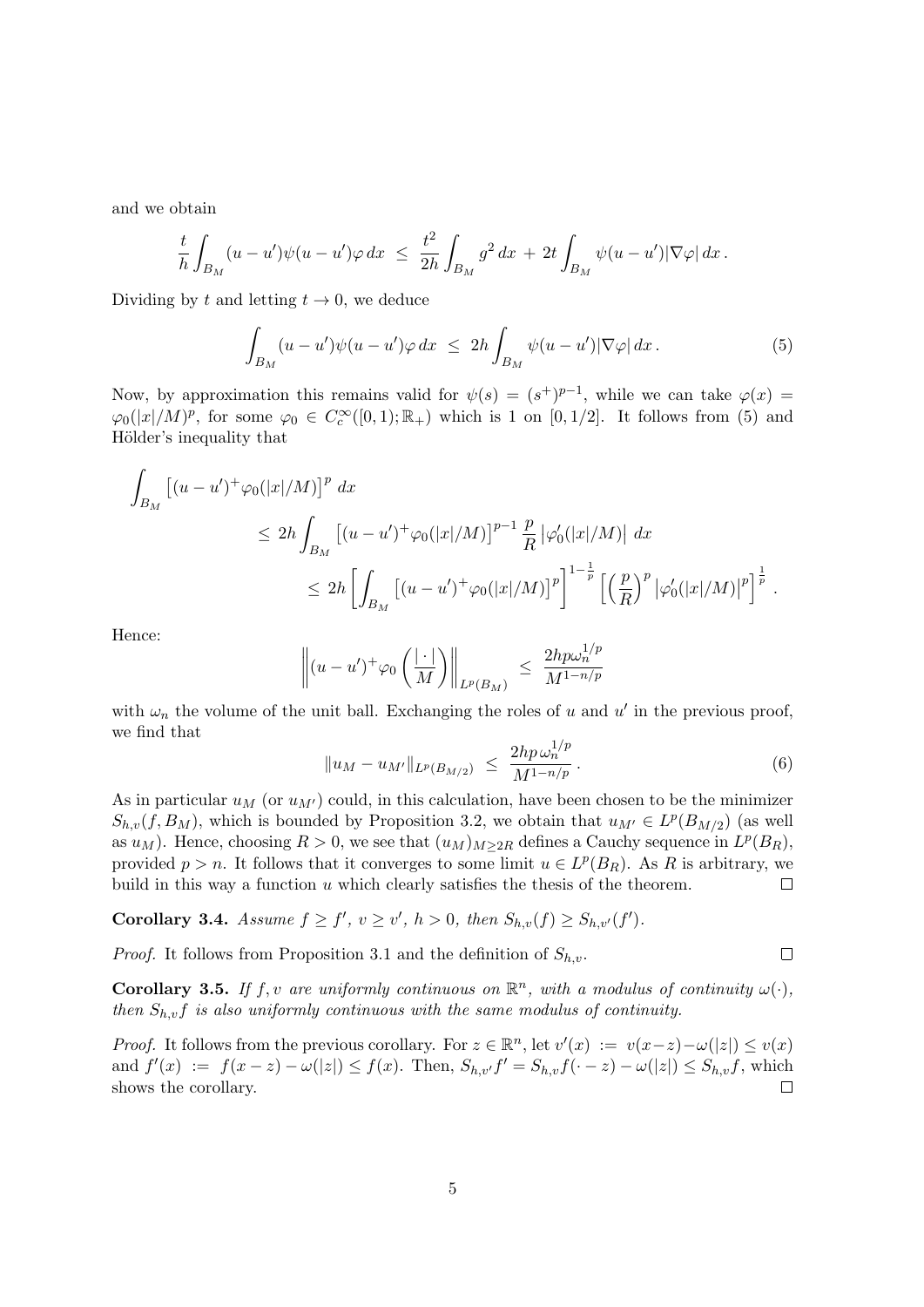and we obtain

$$\frac{t}{h}\int_{B_M}(u-u')\psi(u-u')\varphi\,dx \;\le\; \frac{t^2}{2h}\int_{B_M} g^2\,dx \,+\, 2t\int_{B_M}\psi(u-u')|\nabla\varphi|\,dx\,.$$

Dividing by $t$ and letting $t\to 0$, we deduce

$$\int_{B_M}(u-u')\psi(u-u')\varphi\,dx \;\le\; 2h\int_{B_M}\psi(u-u')|\nabla\varphi|\,dx\,. \tag{5}$$

Now, by approximation this remains valid for $\psi(s) = (s^+)^{p-1}$, while we can take $\varphi(x) = \varphi_0(|x|/M)^p$, for some $\varphi_0 \in C_c^\infty([0,1);\mathbb{R}_+)$ which is 1 on $[0,1/2]$. It follows from (5) and Hölder's inequality that

$$\begin{aligned}
\int_{B_M}&\left[(u-u')^+\varphi_0(|x|/M)\right]^p\,dx \\
&\le 2h\int_{B_M}\left[(u-u')^+\varphi_0(|x|/M)\right]^{p-1}\frac{p}{R}\left|\varphi_0'(|x|/M)\right|\,dx \\
&\le 2h\left[\int_{B_M}\left[(u-u')^+\varphi_0(|x|/M)\right]^p\right]^{1-\frac{1}{p}}\left[\left(\frac{p}{R}\right)^p\left|\varphi_0'(|x|/M)\right|^p\right]^{\frac{1}{p}}.
\end{aligned}$$

Hence:

$$\left\|(u-u')^+\varphi_0\left(\frac{|\cdot|}{M}\right)\right\|_{L^p(B_M)} \;\le\; \frac{2hp\,\omega_n^{1/p}}{M^{1-n/p}}$$

with $\omega_n$ the volume of the unit ball. Exchanging the roles of $u$ and $u'$ in the previous proof, we find that

$$\|u_M - u_{M'}\|_{L^p(B_{M/2})} \;\le\; \frac{2hp\,\omega_n^{1/p}}{M^{1-n/p}}\,. \tag{6}$$

As in particular $u_M$ (or $u_{M'}$) could, in this calculation, have been chosen to be the minimizer $S_{h,v}(f,B_M)$, which is bounded by Proposition 3.2, we obtain that $u_{M'}\in L^p(B_{M/2})$ (as well as $u_M$). Hence, choosing $R>0$, we see that $(u_M)_{M\ge 2R}$ defines a Cauchy sequence in $L^p(B_R)$, provided $p>n$. It follows that it converges to some limit $u\in L^p(B_R)$. As $R$ is arbitrary, we build in this way a function $u$ which clearly satisfies the thesis of the theorem. □

**Corollary 3.4.** *Assume $f\ge f'$, $v\ge v'$, $h>0$, then $S_{h,v}(f)\ge S_{h,v'}(f')$.*

*Proof.* It follows from Proposition 3.1 and the definition of $S_{h,v}$. □

**Corollary 3.5.** *If $f,v$ are uniformly continuous on $\mathbb{R}^n$, with a modulus of continuity $\omega(\cdot)$, then $S_{h,v}f$ is also uniformly continuous with the same modulus of continuity.*

*Proof.* It follows from the previous corollary. For $z\in\mathbb{R}^n$, let $v'(x) := v(x-z)-\omega(|z|)\le v(x)$ and $f'(x) := f(x-z)-\omega(|z|)\le f(x)$. Then, $S_{h,v'}f' = S_{h,v}f(\cdot - z)-\omega(|z|)\le S_{h,v}f$, which shows the corollary. □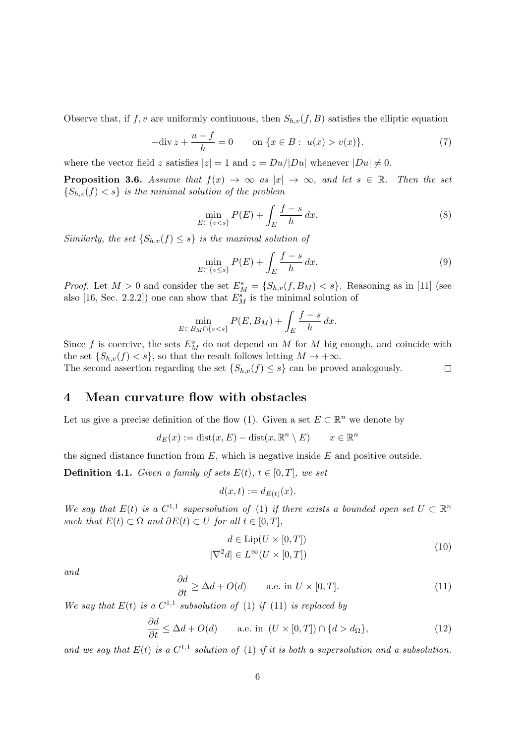Observe that, if $f, v$ are uniformly continuous, then $S_{h,v}(f, B)$ satisfies the elliptic equation

$$-\mathrm{div}\, z + \frac{u - f}{h} = 0 \qquad \text{on } \{x \in B : \; u(x) > v(x)\}. \tag{7}$$

where the vector field $z$ satisfies $|z| = 1$ and $z = Du/|Du|$ whenever $|Du| \neq 0$.

**Proposition 3.6.** *Assume that $f(x) \to \infty$ as $|x| \to \infty$, and let $s \in \mathbb{R}$. Then the set $\{S_{h,v}(f) < s\}$ is the minimal solution of the problem*

$$\min_{E \subset \{v < s\}} P(E) + \int_E \frac{f - s}{h}\, dx. \tag{8}$$

*Similarly, the set $\{S_{h,v}(f) \leq s\}$ is the maximal solution of*

$$\min_{E \subset \{v \leq s\}} P(E) + \int_E \frac{f - s}{h}\, dx. \tag{9}$$

*Proof.* Let $M > 0$ and consider the set $E^s_M = \{S_{h,v}(f, B_M) < s\}$. Reasoning as in [11] (see also [16, Sec. 2.2.2]) one can show that $E^s_M$ is the minimal solution of

$$\min_{E \subset B_M \cap \{v < s\}} P(E, B_M) + \int_E \frac{f - s}{h}\, dx.$$

Since $f$ is coercive, the sets $E^s_M$ do not depend on $M$ for $M$ big enough, and coincide with the set $\{S_{h,v}(f) < s\}$, so that the result follows letting $M \to +\infty$.
The second assertion regarding the set $\{S_{h,v}(f) \leq s\}$ can be proved analogously. $\square$

## 4 Mean curvature flow with obstacles

Let us give a precise definition of the flow (1). Given a set $E \subset \mathbb{R}^n$ we denote by

$$d_E(x) := \mathrm{dist}(x, E) - \mathrm{dist}(x, \mathbb{R}^n \setminus E) \qquad x \in \mathbb{R}^n$$

the signed distance function from $E$, which is negative inside $E$ and positive outside.

**Definition 4.1.** *Given a family of sets $E(t)$, $t \in [0, T]$, we set*

$$d(x, t) := d_{E(t)}(x).$$

*We say that $E(t)$ is a $C^{1,1}$ supersolution of (1) if there exists a bounded open set $U \subset \mathbb{R}^n$ such that $E(t) \subset \Omega$ and $\partial E(t) \subset U$ for all $t \in [0, T]$,*

$$\begin{aligned} &d \in \mathrm{Lip}(U \times [0, T]) \\ &|\nabla^2 d| \in L^\infty(U \times [0, T]) \end{aligned} \tag{10}$$

*and*

$$\frac{\partial d}{\partial t} \geq \Delta d + O(d) \qquad \text{a.e. in } U \times [0, T]. \tag{11}$$

*We say that $E(t)$ is a $C^{1,1}$ subsolution of (1) if (11) is replaced by*

$$\frac{\partial d}{\partial t} \leq \Delta d + O(d) \qquad \text{a.e. in } (U \times [0, T]) \cap \{d > d_\Omega\}, \tag{12}$$

*and we say that $E(t)$ is a $C^{1,1}$ solution of (1) if it is both a supersolution and a subsolution.*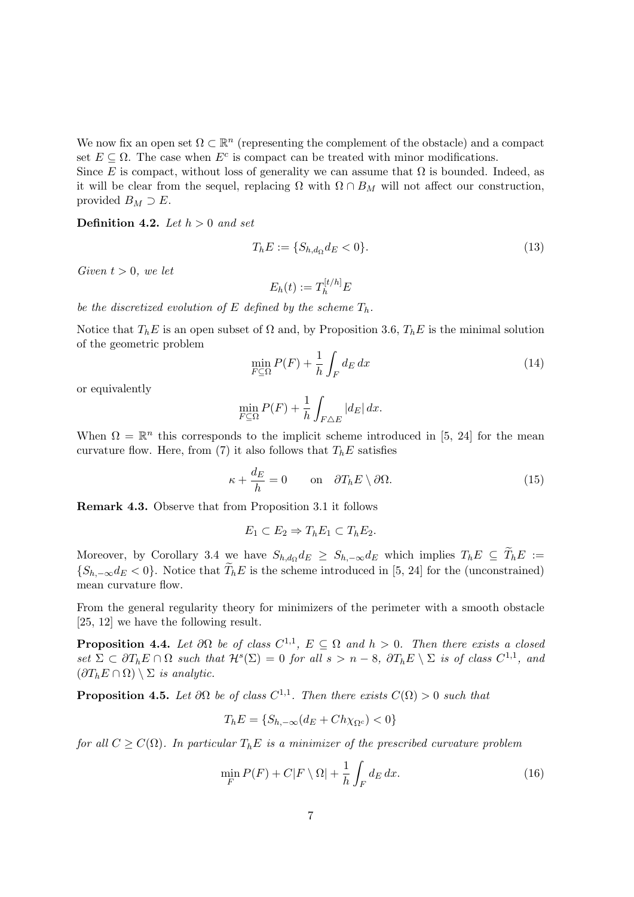We now fix an open set $\Omega \subset \mathbb{R}^n$ (representing the complement of the obstacle) and a compact set $E \subseteq \Omega$. The case when $E^c$ is compact can be treated with minor modifications.
Since $E$ is compact, without loss of generality we can assume that $\Omega$ is bounded. Indeed, as it will be clear from the sequel, replacing $\Omega$ with $\Omega \cap B_M$ will not affect our construction, provided $B_M \supset E$.

**Definition 4.2.** *Let $h > 0$ and set*

$$T_h E := \{S_{h,d_\Omega} d_E < 0\}. \tag{13}$$

*Given $t > 0$, we let*

$$E_h(t) := T_h^{[t/h]} E$$

*be the discretized evolution of $E$ defined by the scheme $T_h$.*

Notice that $T_h E$ is an open subset of $\Omega$ and, by Proposition 3.6, $T_h E$ is the minimal solution of the geometric problem

$$\min_{F \subseteq \Omega} P(F) + \frac{1}{h} \int_F d_E \, dx \tag{14}$$

or equivalently

$$\min_{F \subseteq \Omega} P(F) + \frac{1}{h} \int_{F \triangle E} |d_E| \, dx.$$

When $\Omega = \mathbb{R}^n$ this corresponds to the implicit scheme introduced in [5, 24] for the mean curvature flow. Here, from (7) it also follows that $T_h E$ satisfies

$$\kappa + \frac{d_E}{h} = 0 \qquad \text{on} \quad \partial T_h E \setminus \partial \Omega. \tag{15}$$

**Remark 4.3.** Observe that from Proposition 3.1 it follows

$$E_1 \subset E_2 \Rightarrow T_h E_1 \subset T_h E_2.$$

Moreover, by Corollary 3.4 we have $S_{h,d_\Omega} d_E \geq S_{h,-\infty} d_E$ which implies $T_h E \subseteq \widetilde{T}_h E := \{S_{h,-\infty} d_E < 0\}$. Notice that $\widetilde{T}_h E$ is the scheme introduced in [5, 24] for the (unconstrained) mean curvature flow.

From the general regularity theory for minimizers of the perimeter with a smooth obstacle [25, 12] we have the following result.

**Proposition 4.4.** *Let $\partial\Omega$ be of class $C^{1,1}$, $E \subseteq \Omega$ and $h > 0$. Then there exists a closed set $\Sigma \subset \partial T_h E \cap \Omega$ such that $\mathcal{H}^s(\Sigma) = 0$ for all $s > n - 8$, $\partial T_h E \setminus \Sigma$ is of class $C^{1,1}$, and $(\partial T_h E \cap \Omega) \setminus \Sigma$ is analytic.*

**Proposition 4.5.** *Let $\partial\Omega$ be of class $C^{1,1}$. Then there exists $C(\Omega) > 0$ such that*

$$T_h E = \{S_{h,-\infty}(d_E + Ch\chi_{\Omega^c}) < 0\}$$

*for all $C \geq C(\Omega)$. In particular $T_h E$ is a minimizer of the prescribed curvature problem*

$$\min_F P(F) + C|F \setminus \Omega| + \frac{1}{h} \int_F d_E \, dx. \tag{16}$$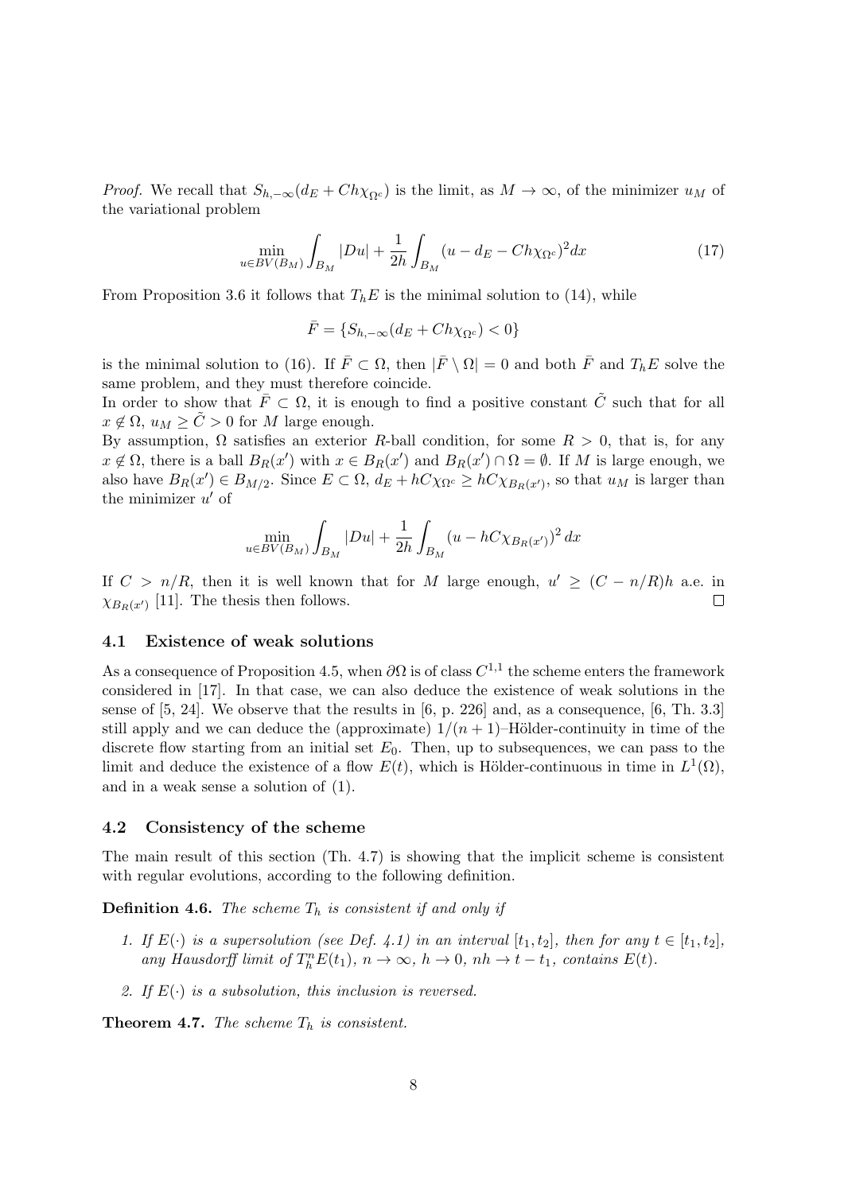*Proof.* We recall that $S_{h,-\infty}(d_E + Ch\chi_{\Omega^c})$ is the limit, as $M \to \infty$, of the minimizer $u_M$ of the variational problem

$$\min_{u \in BV(B_M)} \int_{B_M} |Du| + \frac{1}{2h} \int_{B_M} (u - d_E - Ch\chi_{\Omega^c})^2 dx \tag{17}$$

From Proposition 3.6 it follows that $T_h E$ is the minimal solution to (14), while

$$\bar{F} = \{S_{h,-\infty}(d_E + Ch\chi_{\Omega^c}) < 0\}$$

is the minimal solution to (16). If $\bar{F} \subset \Omega$, then $|\bar{F} \setminus \Omega| = 0$ and both $\bar{F}$ and $T_h E$ solve the same problem, and they must therefore coincide.
In order to show that $\bar{F} \subset \Omega$, it is enough to find a positive constant $\tilde{C}$ such that for all $x \notin \Omega$, $u_M \geq \tilde{C} > 0$ for $M$ large enough.
By assumption, $\Omega$ satisfies an exterior $R$-ball condition, for some $R > 0$, that is, for any $x \notin \Omega$, there is a ball $B_R(x')$ with $x \in B_R(x')$ and $B_R(x') \cap \Omega = \emptyset$. If $M$ is large enough, we also have $B_R(x') \in B_{M/2}$. Since $E \subset \Omega$, $d_E + hC\chi_{\Omega^c} \geq hC\chi_{B_R(x')}$, so that $u_M$ is larger than the minimizer $u'$ of

$$\min_{u \in BV(B_M)} \int_{B_M} |Du| + \frac{1}{2h} \int_{B_M} (u - hC\chi_{B_R(x')})^2 \, dx$$

If $C > n/R$, then it is well known that for $M$ large enough, $u' \geq (C - n/R)h$ a.e. in $\chi_{B_R(x')}$ [11]. The thesis then follows. $\square$

### 4.1 Existence of weak solutions

As a consequence of Proposition 4.5, when $\partial\Omega$ is of class $C^{1,1}$ the scheme enters the framework considered in [17]. In that case, we can also deduce the existence of weak solutions in the sense of [5, 24]. We observe that the results in [6, p. 226] and, as a consequence, [6, Th. 3.3] still apply and we can deduce the (approximate) $1/(n+1)$–Hölder-continuity in time of the discrete flow starting from an initial set $E_0$. Then, up to subsequences, we can pass to the limit and deduce the existence of a flow $E(t)$, which is Hölder-continuous in time in $L^1(\Omega)$, and in a weak sense a solution of (1).

### 4.2 Consistency of the scheme

The main result of this section (Th. 4.7) is showing that the implicit scheme is consistent with regular evolutions, according to the following definition.

**Definition 4.6.** *The scheme $T_h$ is consistent if and only if*

1. *If $E(\cdot)$ is a supersolution (see Def. 4.1) in an interval $[t_1, t_2]$, then for any $t \in [t_1, t_2]$, any Hausdorff limit of $T_h^n E(t_1)$, $n \to \infty$, $h \to 0$, $nh \to t - t_1$, contains $E(t)$.*
2. *If $E(\cdot)$ is a subsolution, this inclusion is reversed.*

**Theorem 4.7.** *The scheme $T_h$ is consistent.*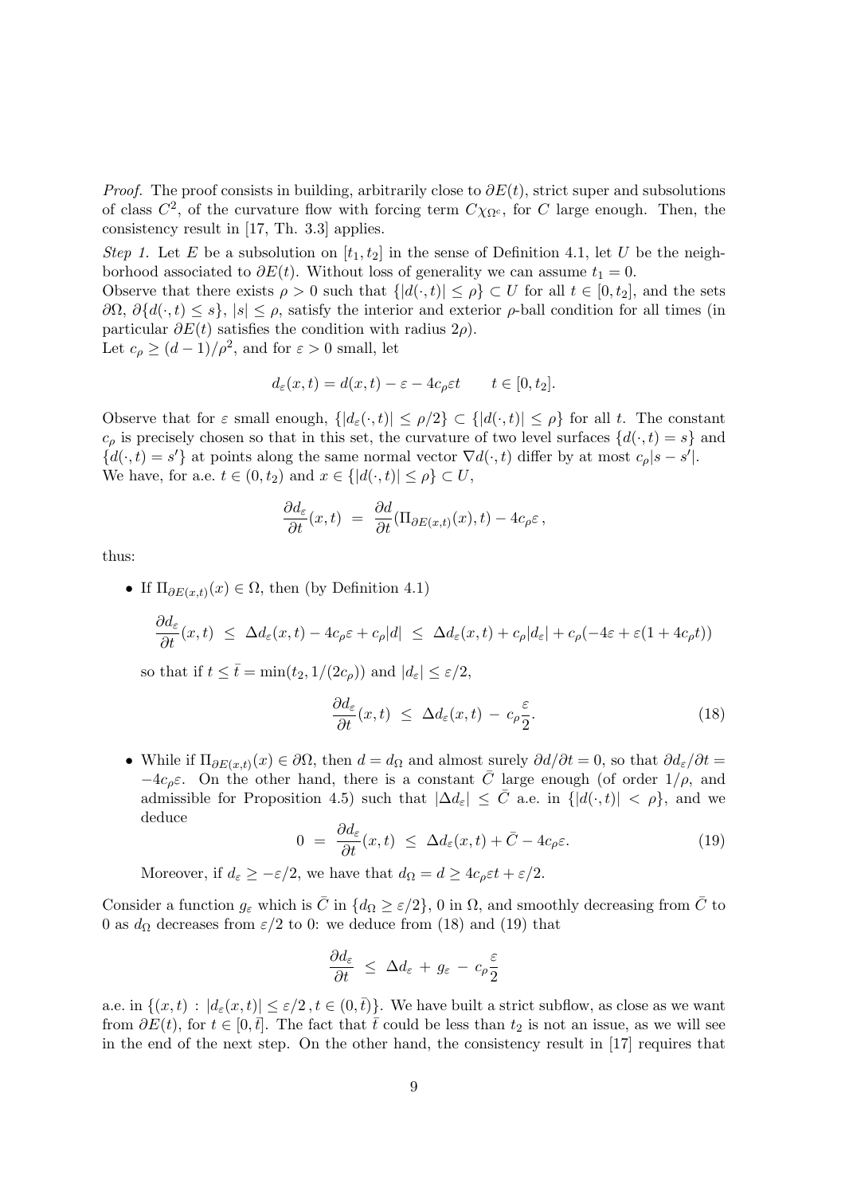*Proof.* The proof consists in building, arbitrarily close to $\partial E(t)$, strict super and subsolutions of class $C^2$, of the curvature flow with forcing term $C\chi_{\Omega^c}$, for $C$ large enough. Then, the consistency result in [17, Th. 3.3] applies.

*Step 1.* Let $E$ be a subsolution on $[t_1, t_2]$ in the sense of Definition 4.1, let $U$ be the neighborhood associated to $\partial E(t)$. Without loss of generality we can assume $t_1 = 0$.
Observe that there exists $\rho > 0$ such that $\{|d(\cdot, t)| \leq \rho\} \subset U$ for all $t \in [0, t_2]$, and the sets $\partial\Omega$, $\partial\{d(\cdot, t) \leq s\}$, $|s| \leq \rho$, satisfy the interior and exterior $\rho$-ball condition for all times (in particular $\partial E(t)$ satisfies the condition with radius $2\rho$).
Let $c_\rho \geq (d-1)/\rho^2$, and for $\varepsilon > 0$ small, let

$$d_\varepsilon(x, t) = d(x, t) - \varepsilon - 4c_\rho \varepsilon t \qquad t \in [0, t_2].$$

Observe that for $\varepsilon$ small enough, $\{|d_\varepsilon(\cdot, t)| \leq \rho/2\} \subset \{|d(\cdot, t)| \leq \rho\}$ for all $t$. The constant $c_\rho$ is precisely chosen so that in this set, the curvature of two level surfaces $\{d(\cdot, t) = s\}$ and $\{d(\cdot, t) = s'\}$ at points along the same normal vector $\nabla d(\cdot, t)$ differ by at most $c_\rho|s - s'|$.
We have, for a.e. $t \in (0, t_2)$ and $x \in \{|d(\cdot, t)| \leq \rho\} \subset U$,

$$\frac{\partial d_\varepsilon}{\partial t}(x, t) \;=\; \frac{\partial d}{\partial t}(\Pi_{\partial E(x,t)}(x), t) - 4c_\rho \varepsilon\,,$$

thus:

- If $\Pi_{\partial E(x,t)}(x) \in \Omega$, then (by Definition 4.1)

$$\frac{\partial d_\varepsilon}{\partial t}(x, t) \;\leq\; \Delta d_\varepsilon(x, t) - 4c_\rho\varepsilon + c_\rho|d| \;\leq\; \Delta d_\varepsilon(x, t) + c_\rho|d_\varepsilon| + c_\rho(-4\varepsilon + \varepsilon(1 + 4c_\rho t))$$

  so that if $t \leq \bar{t} = \min(t_2, 1/(2c_\rho))$ and $|d_\varepsilon| \leq \varepsilon/2$,

$$\frac{\partial d_\varepsilon}{\partial t}(x, t) \;\leq\; \Delta d_\varepsilon(x, t) \;-\; c_\rho \frac{\varepsilon}{2}. \tag{18}$$

- While if $\Pi_{\partial E(x,t)}(x) \in \partial\Omega$, then $d = d_\Omega$ and almost surely $\partial d/\partial t = 0$, so that $\partial d_\varepsilon/\partial t = -4c_\rho\varepsilon$. On the other hand, there is a constant $\bar{C}$ large enough (of order $1/\rho$, and admissible for Proposition 4.5) such that $|\Delta d_\varepsilon| \leq \bar{C}$ a.e. in $\{|d(\cdot, t)| < \rho\}$, and we deduce

$$0 \;=\; \frac{\partial d_\varepsilon}{\partial t}(x, t) \;\leq\; \Delta d_\varepsilon(x, t) + \bar{C} - 4c_\rho\varepsilon. \tag{19}$$

  Moreover, if $d_\varepsilon \geq -\varepsilon/2$, we have that $d_\Omega = d \geq 4c_\rho\varepsilon t + \varepsilon/2$.

Consider a function $g_\varepsilon$ which is $\bar{C}$ in $\{d_\Omega \geq \varepsilon/2\}$, 0 in $\Omega$, and smoothly decreasing from $\bar{C}$ to 0 as $d_\Omega$ decreases from $\varepsilon/2$ to 0: we deduce from (18) and (19) that

$$\frac{\partial d_\varepsilon}{\partial t} \;\leq\; \Delta d_\varepsilon \;+\; g_\varepsilon \;-\; c_\rho \frac{\varepsilon}{2}$$

a.e. in $\{(x, t) \,:\, |d_\varepsilon(x, t)| \leq \varepsilon/2\,, t \in (0, \bar{t})\}$. We have built a strict subflow, as close as we want from $\partial E(t)$, for $t \in [0, \bar{t}]$. The fact that $\bar{t}$ could be less than $t_2$ is not an issue, as we will see in the end of the next step. On the other hand, the consistency result in [17] requires that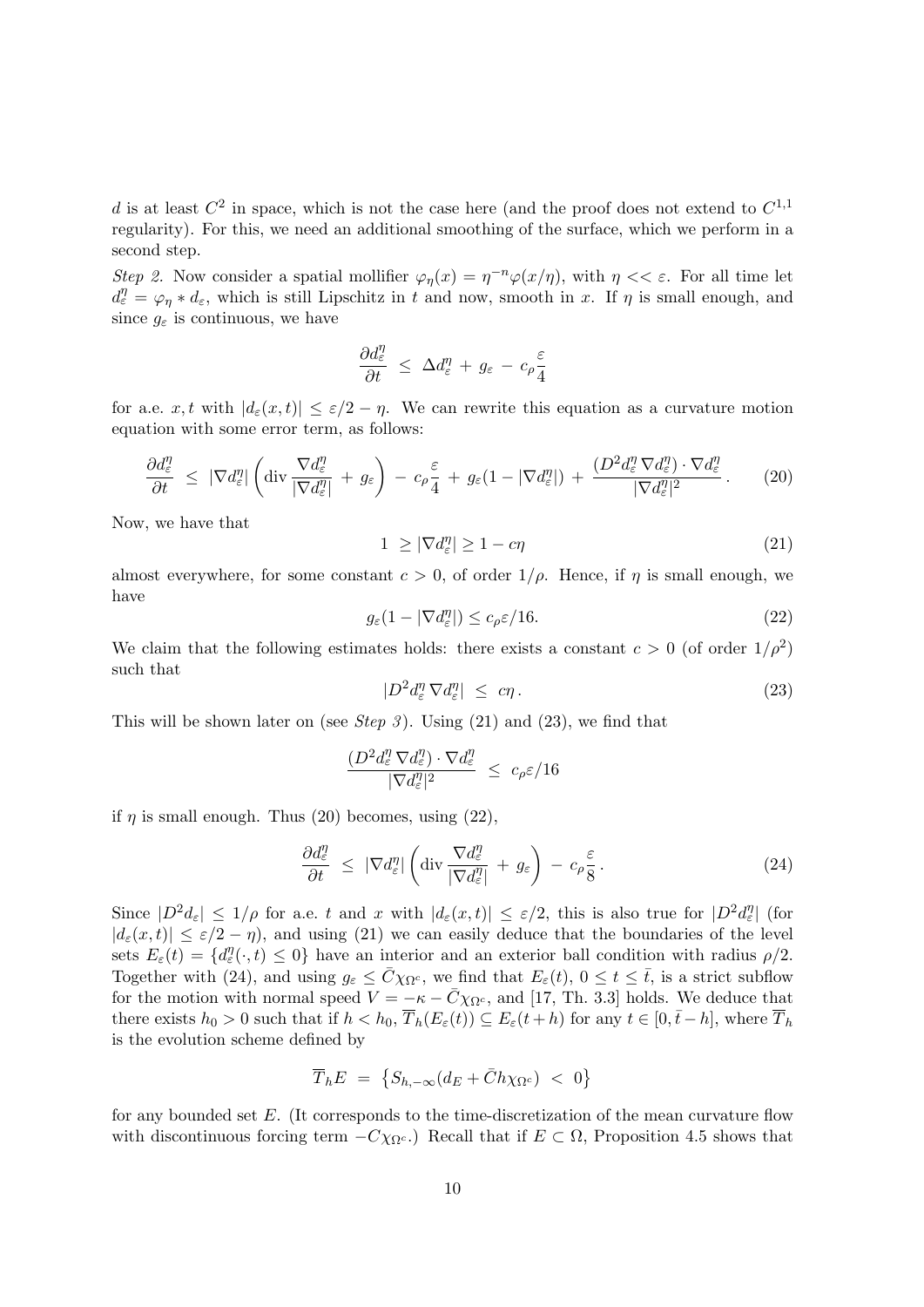$d$ is at least $C^2$ in space, which is not the case here (and the proof does not extend to $C^{1,1}$ regularity). For this, we need an additional smoothing of the surface, which we perform in a second step.

*Step 2.* Now consider a spatial mollifier $\varphi_\eta(x) = \eta^{-n}\varphi(x/\eta)$, with $\eta << \varepsilon$. For all time let $d_\varepsilon^\eta = \varphi_\eta * d_\varepsilon$, which is still Lipschitz in $t$ and now, smooth in $x$. If $\eta$ is small enough, and since $g_\varepsilon$ is continuous, we have

$$\frac{\partial d_\varepsilon^\eta}{\partial t} \;\leq\; \Delta d_\varepsilon^\eta \,+\, g_\varepsilon \,-\, c_\rho \frac{\varepsilon}{4}$$

for a.e. $x, t$ with $|d_\varepsilon(x,t)| \leq \varepsilon/2 - \eta$. We can rewrite this equation as a curvature motion equation with some error term, as follows:

$$\frac{\partial d_\varepsilon^\eta}{\partial t} \;\leq\; |\nabla d_\varepsilon^\eta| \left( \operatorname{div} \frac{\nabla d_\varepsilon^\eta}{|\nabla d_\varepsilon^\eta|} \,+\, g_\varepsilon \right) \,-\, c_\rho \frac{\varepsilon}{4} \,+\, g_\varepsilon(1 - |\nabla d_\varepsilon^\eta|) \,+\, \frac{(D^2 d_\varepsilon^\eta \, \nabla d_\varepsilon^\eta) \cdot \nabla d_\varepsilon^\eta}{|\nabla d_\varepsilon^\eta|^2} \,. \tag{20}$$

Now, we have that

$$1 \;\geq |\nabla d_\varepsilon^\eta| \geq 1 - c\eta \tag{21}$$

almost everywhere, for some constant $c > 0$, of order $1/\rho$. Hence, if $\eta$ is small enough, we have

$$g_\varepsilon(1 - |\nabla d_\varepsilon^\eta|) \leq c_\rho \varepsilon/16. \tag{22}$$

We claim that the following estimates holds: there exists a constant $c > 0$ (of order $1/\rho^2$) such that

$$|D^2 d_\varepsilon^\eta \, \nabla d_\varepsilon^\eta| \;\leq\; c\eta \,. \tag{23}$$

This will be shown later on (see *Step 3*). Using (21) and (23), we find that

$$\frac{(D^2 d_\varepsilon^\eta \, \nabla d_\varepsilon^\eta) \cdot \nabla d_\varepsilon^\eta}{|\nabla d_\varepsilon^\eta|^2} \;\leq\; c_\rho \varepsilon/16$$

if $\eta$ is small enough. Thus (20) becomes, using (22),

$$\frac{\partial d_\varepsilon^\eta}{\partial t} \;\leq\; |\nabla d_\varepsilon^\eta| \left( \operatorname{div} \frac{\nabla d_\varepsilon^\eta}{|\nabla d_\varepsilon^\eta|} \,+\, g_\varepsilon \right) \,-\, c_\rho \frac{\varepsilon}{8} \,. \tag{24}$$

Since $|D^2 d_\varepsilon| \leq 1/\rho$ for a.e. $t$ and $x$ with $|d_\varepsilon(x,t)| \leq \varepsilon/2$, this is also true for $|D^2 d_\varepsilon^\eta|$ (for $|d_\varepsilon(x,t)| \leq \varepsilon/2 - \eta$), and using (21) we can easily deduce that the boundaries of the level sets $E_\varepsilon(t) = \{d_\varepsilon^\eta(\cdot, t) \leq 0\}$ have an interior and an exterior ball condition with radius $\rho/2$. Together with (24), and using $g_\varepsilon \leq \bar{C}\chi_{\Omega^c}$, we find that $E_\varepsilon(t)$, $0 \leq t \leq \bar{t}$, is a strict subflow for the motion with normal speed $V = -\kappa - \bar{C}\chi_{\Omega^c}$, and [17, Th. 3.3] holds. We deduce that there exists $h_0 > 0$ such that if $h < h_0$, $\overline{T}_h(E_\varepsilon(t)) \subseteq E_\varepsilon(t+h)$ for any $t \in [0, \bar{t} - h]$, where $\overline{T}_h$ is the evolution scheme defined by

$$\overline{T}_h E \;=\; \left\{ S_{h,-\infty}(d_E + \bar{C}h\chi_{\Omega^c}) \;<\; 0 \right\}$$

for any bounded set $E$. (It corresponds to the time-discretization of the mean curvature flow with discontinuous forcing term $-C\chi_{\Omega^c}$.) Recall that if $E \subset \Omega$, Proposition 4.5 shows that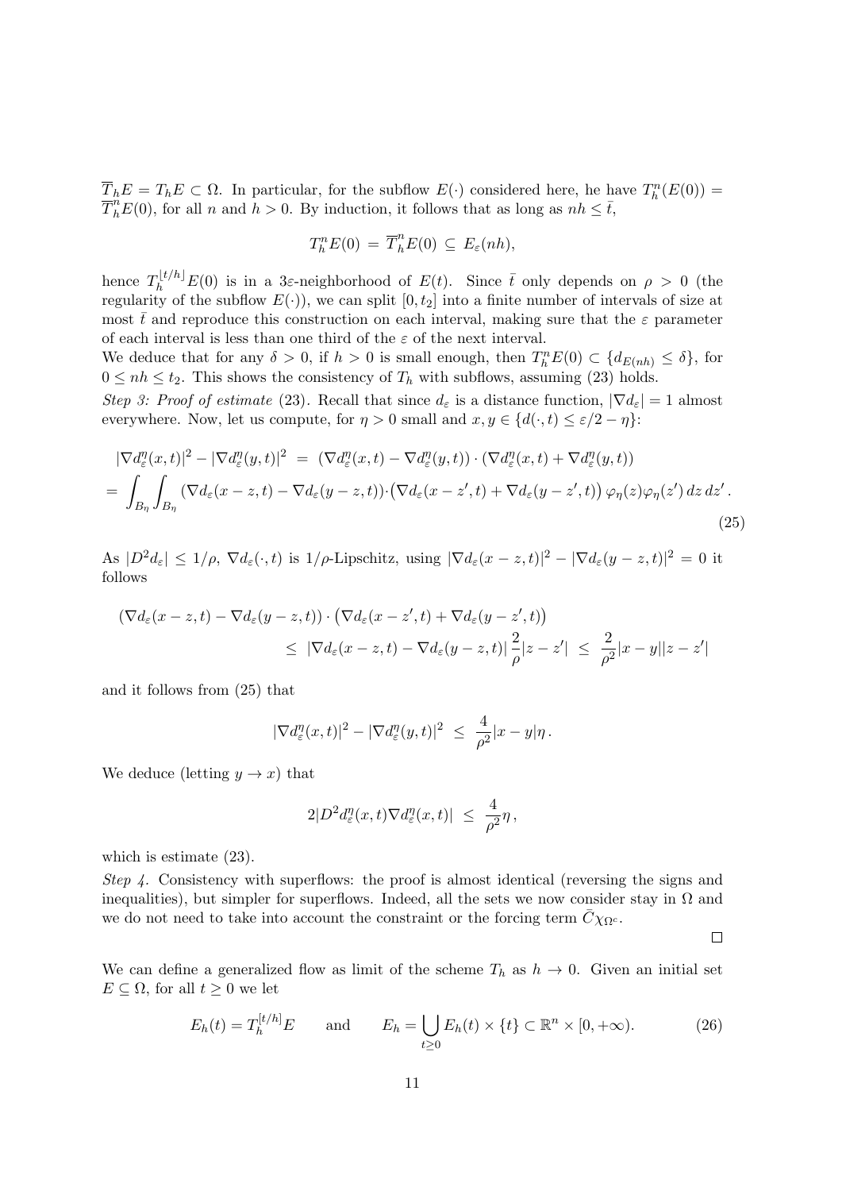$\overline{T}_h E = T_h E \subset \Omega$. In particular, for the subflow $E(\cdot)$ considered here, he have $T_h^n(E(0)) = \overline{T}_h^n E(0)$, for all $n$ and $h > 0$. By induction, it follows that as long as $nh \leq \bar{t}$,

$$T_h^n E(0) \,=\, \overline{T}_h^n E(0) \,\subseteq\, E_\varepsilon(nh),$$

hence $T_h^{\lfloor t/h \rfloor} E(0)$ is in a $3\varepsilon$-neighborhood of $E(t)$. Since $\bar{t}$ only depends on $\rho > 0$ (the regularity of the subflow $E(\cdot)$), we can split $[0, t_2]$ into a finite number of intervals of size at most $\bar{t}$ and reproduce this construction on each interval, making sure that the $\varepsilon$ parameter of each interval is less than one third of the $\varepsilon$ of the next interval.

We deduce that for any $\delta > 0$, if $h > 0$ is small enough, then $T_h^n E(0) \subset \{d_{E(nh)} \leq \delta\}$, for $0 \leq nh \leq t_2$. This shows the consistency of $T_h$ with subflows, assuming (23) holds.

*Step 3: Proof of estimate* (23). Recall that since $d_\varepsilon$ is a distance function, $|\nabla d_\varepsilon| = 1$ almost everywhere. Now, let us compute, for $\eta > 0$ small and $x, y \in \{d(\cdot, t) \leq \varepsilon/2 - \eta\}$:

$$\begin{aligned}
&|\nabla d_\varepsilon^\eta(x,t)|^2 - |\nabla d_\varepsilon^\eta(y,t)|^2 \;=\; (\nabla d_\varepsilon^\eta(x,t) - \nabla d_\varepsilon^\eta(y,t)) \cdot (\nabla d_\varepsilon^\eta(x,t) + \nabla d_\varepsilon^\eta(y,t)) \\
&= \int_{B_\eta}\int_{B_\eta} (\nabla d_\varepsilon(x-z,t) - \nabla d_\varepsilon(y-z,t)) \cdot \big(\nabla d_\varepsilon(x-z',t) + \nabla d_\varepsilon(y-z',t)\big)\, \varphi_\eta(z)\varphi_\eta(z')\, dz\, dz' .
\end{aligned} \tag{25}$$

As $|D^2 d_\varepsilon| \leq 1/\rho$, $\nabla d_\varepsilon(\cdot, t)$ is $1/\rho$-Lipschitz, using $|\nabla d_\varepsilon(x-z,t)|^2 - |\nabla d_\varepsilon(y-z,t)|^2 = 0$ it follows

$$\begin{aligned}
&(\nabla d_\varepsilon(x-z,t) - \nabla d_\varepsilon(y-z,t)) \cdot \big(\nabla d_\varepsilon(x-z',t) + \nabla d_\varepsilon(y-z',t)\big) \\
&\qquad\qquad \leq\; |\nabla d_\varepsilon(x-z,t) - \nabla d_\varepsilon(y-z,t)|\, \frac{2}{\rho}|z-z'| \;\leq\; \frac{2}{\rho^2}|x-y||z-z'|
\end{aligned}$$

and it follows from (25) that

$$|\nabla d_\varepsilon^\eta(x,t)|^2 - |\nabla d_\varepsilon^\eta(y,t)|^2 \;\leq\; \frac{4}{\rho^2}|x-y|\eta\,.$$

We deduce (letting $y \to x$) that

$$2|D^2 d_\varepsilon^\eta(x,t) \nabla d_\varepsilon^\eta(x,t)| \;\leq\; \frac{4}{\rho^2}\eta\,,$$

which is estimate (23).

*Step 4.* Consistency with superflows: the proof is almost identical (reversing the signs and inequalities), but simpler for superflows. Indeed, all the sets we now consider stay in $\Omega$ and we do not need to take into account the constraint or the forcing term $\bar{C}\chi_{\Omega^c}$.

□

We can define a generalized flow as limit of the scheme $T_h$ as $h \to 0$. Given an initial set $E \subseteq \Omega$, for all $t \geq 0$ we let

$$E_h(t) = T_h^{[t/h]} E \qquad \text{and} \qquad E_h = \bigcup_{t \geq 0} E_h(t) \times \{t\} \subset \mathbb{R}^n \times [0, +\infty). \tag{26}$$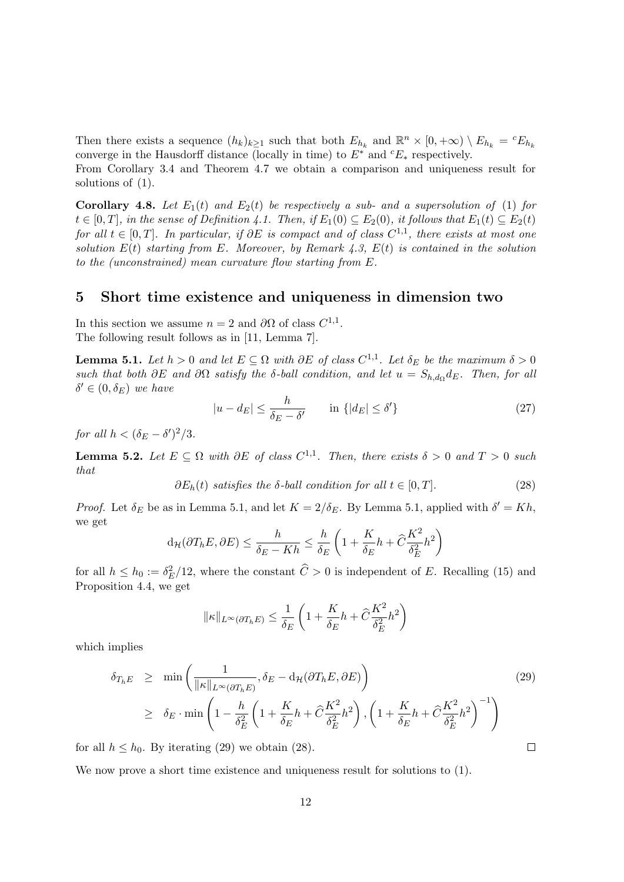Then there exists a sequence $(h_k)_{k\geq 1}$ such that both $E_{h_k}$ and $\mathbb{R}^n \times [0,+\infty) \setminus E_{h_k} = {}^cE_{h_k}$ converge in the Hausdorff distance (locally in time) to $E^*$ and ${}^cE_*$ respectively.
From Corollary 3.4 and Theorem 4.7 we obtain a comparison and uniqueness result for solutions of (1).

**Corollary 4.8.** *Let $E_1(t)$ and $E_2(t)$ be respectively a sub- and a supersolution of (1) for $t \in [0,T]$, in the sense of Definition 4.1. Then, if $E_1(0) \subseteq E_2(0)$, it follows that $E_1(t) \subseteq E_2(t)$ for all $t \in [0,T]$. In particular, if $\partial E$ is compact and of class $C^{1,1}$, there exists at most one solution $E(t)$ starting from $E$. Moreover, by Remark 4.3, $E(t)$ is contained in the solution to the (unconstrained) mean curvature flow starting from $E$.*

## 5 Short time existence and uniqueness in dimension two

In this section we assume $n = 2$ and $\partial\Omega$ of class $C^{1,1}$.
The following result follows as in [11, Lemma 7].

**Lemma 5.1.** *Let $h > 0$ and let $E \subseteq \Omega$ with $\partial E$ of class $C^{1,1}$. Let $\delta_E$ be the maximum $\delta > 0$ such that both $\partial E$ and $\partial\Omega$ satisfy the $\delta$-ball condition, and let $u = S_{h,d_\Omega} d_E$. Then, for all $\delta' \in (0, \delta_E)$ we have*

$$|u - d_E| \leq \frac{h}{\delta_E - \delta'} \qquad \text{in } \{|d_E| \leq \delta'\} \tag{27}$$

*for all $h < (\delta_E - \delta')^2/3$.*

**Lemma 5.2.** *Let $E \subseteq \Omega$ with $\partial E$ of class $C^{1,1}$. Then, there exists $\delta > 0$ and $T > 0$ such that*

$$\partial E_h(t) \text{ satisfies the } \delta\text{-ball condition for all } t \in [0,T]. \tag{28}$$

*Proof.* Let $\delta_E$ be as in Lemma 5.1, and let $K = 2/\delta_E$. By Lemma 5.1, applied with $\delta' = Kh$, we get

$$\mathrm{d}_{\mathcal{H}}(\partial T_h E, \partial E) \leq \frac{h}{\delta_E - Kh} \leq \frac{h}{\delta_E}\left(1 + \frac{K}{\delta_E}h + \widehat{C}\frac{K^2}{\delta_E^2}h^2\right)$$

for all $h \leq h_0 := \delta_E^2/12$, where the constant $\widehat{C} > 0$ is independent of $E$. Recalling (15) and Proposition 4.4, we get

$$\|\kappa\|_{L^\infty(\partial T_h E)} \leq \frac{1}{\delta_E}\left(1 + \frac{K}{\delta_E}h + \widehat{C}\frac{K^2}{\delta_E^2}h^2\right)$$

which implies

$$\begin{aligned} \delta_{T_h E} &\geq \min\left(\frac{1}{\|\kappa\|_{L^\infty(\partial T_h E)}}, \delta_E - \mathrm{d}_{\mathcal{H}}(\partial T_h E, \partial E)\right) \\ &\geq \delta_E \cdot \min\left(1 - \frac{h}{\delta_E^2}\left(1 + \frac{K}{\delta_E}h + \widehat{C}\frac{K^2}{\delta_E^2}h^2\right), \left(1 + \frac{K}{\delta_E}h + \widehat{C}\frac{K^2}{\delta_E^2}h^2\right)^{-1}\right) \end{aligned} \tag{29}$$

for all $h \leq h_0$. By iterating (29) we obtain (28). ◻

We now prove a short time existence and uniqueness result for solutions to (1).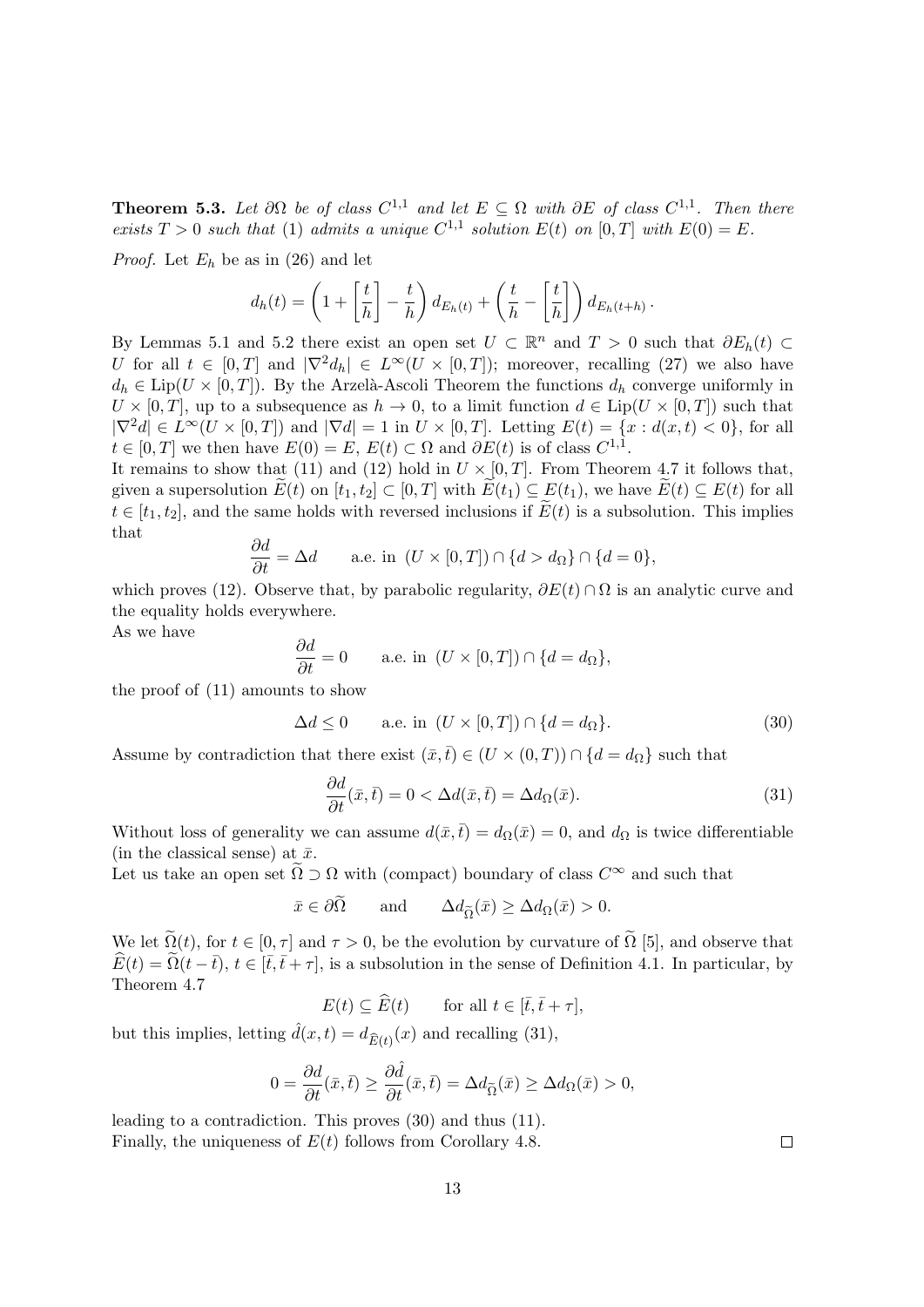**Theorem 5.3.** *Let $\partial\Omega$ be of class $C^{1,1}$ and let $E \subseteq \Omega$ with $\partial E$ of class $C^{1,1}$. Then there exists $T > 0$ such that (1) admits a unique $C^{1,1}$ solution $E(t)$ on $[0,T]$ with $E(0) = E$.*

*Proof.* Let $E_h$ be as in (26) and let

$$d_h(t) = \left(1 + \left[\frac{t}{h}\right] - \frac{t}{h}\right) d_{E_h(t)} + \left(\frac{t}{h} - \left[\frac{t}{h}\right]\right) d_{E_h(t+h)}.$$

By Lemmas 5.1 and 5.2 there exist an open set $U \subset \mathbb{R}^n$ and $T > 0$ such that $\partial E_h(t) \subset U$ for all $t \in [0,T]$ and $|\nabla^2 d_h| \in L^\infty(U \times [0,T])$; moreover, recalling (27) we also have $d_h \in \mathrm{Lip}(U \times [0,T])$. By the Arzelà-Ascoli Theorem the functions $d_h$ converge uniformly in $U \times [0,T]$, up to a subsequence as $h \to 0$, to a limit function $d \in \mathrm{Lip}(U \times [0,T])$ such that $|\nabla^2 d| \in L^\infty(U \times [0,T])$ and $|\nabla d| = 1$ in $U \times [0,T]$. Letting $E(t) = \{x : d(x,t) < 0\}$, for all $t \in [0,T]$ we then have $E(0) = E$, $E(t) \subset \Omega$ and $\partial E(t)$ is of class $C^{1,1}$.

It remains to show that (11) and (12) hold in $U \times [0,T]$. From Theorem 4.7 it follows that, given a supersolution $\widetilde{E}(t)$ on $[t_1, t_2] \subset [0,T]$ with $\widetilde{E}(t_1) \subseteq E(t_1)$, we have $\widetilde{E}(t) \subseteq E(t)$ for all $t \in [t_1, t_2]$, and the same holds with reversed inclusions if $\widetilde{E}(t)$ is a subsolution. This implies that

$$\frac{\partial d}{\partial t} = \Delta d \qquad \text{a.e. in } (U \times [0,T]) \cap \{d > d_\Omega\} \cap \{d = 0\},$$

which proves (12). Observe that, by parabolic regularity, $\partial E(t) \cap \Omega$ is an analytic curve and the equality holds everywhere.

As we have

$$\frac{\partial d}{\partial t} = 0 \qquad \text{a.e. in } (U \times [0,T]) \cap \{d = d_\Omega\},$$

the proof of (11) amounts to show

$$\Delta d \leq 0 \qquad \text{a.e. in } (U \times [0,T]) \cap \{d = d_\Omega\}. \tag{30}$$

Assume by contradiction that there exist $(\bar{x}, \bar{t}) \in (U \times (0,T)) \cap \{d = d_\Omega\}$ such that

$$\frac{\partial d}{\partial t}(\bar{x}, \bar{t}) = 0 < \Delta d(\bar{x}, \bar{t}) = \Delta d_\Omega(\bar{x}). \tag{31}$$

Without loss of generality we can assume $d(\bar{x}, \bar{t}) = d_\Omega(\bar{x}) = 0$, and $d_\Omega$ is twice differentiable (in the classical sense) at $\bar{x}$.

Let us take an open set $\widetilde{\Omega} \supset \Omega$ with (compact) boundary of class $C^\infty$ and such that

$$\bar{x} \in \partial\widetilde{\Omega} \qquad \text{and} \qquad \Delta d_{\widetilde{\Omega}}(\bar{x}) \geq \Delta d_\Omega(\bar{x}) > 0.$$

We let $\widetilde{\Omega}(t)$, for $t \in [0, \tau]$ and $\tau > 0$, be the evolution by curvature of $\widetilde{\Omega}$ [5], and observe that $\widehat{E}(t) = \widetilde{\Omega}(t - \bar{t})$, $t \in [\bar{t}, \bar{t} + \tau]$, is a subsolution in the sense of Definition 4.1. In particular, by Theorem 4.7

$$E(t) \subseteq \widehat{E}(t) \qquad \text{for all } t \in [\bar{t}, \bar{t} + \tau],$$

but this implies, letting $\hat{d}(x,t) = d_{\widehat{E}(t)}(x)$ and recalling (31),

$$0 = \frac{\partial d}{\partial t}(\bar{x}, \bar{t}) \geq \frac{\partial \hat{d}}{\partial t}(\bar{x}, \bar{t}) = \Delta d_{\widetilde{\Omega}}(\bar{x}) \geq \Delta d_\Omega(\bar{x}) > 0,$$

leading to a contradiction. This proves (30) and thus (11).

Finally, the uniqueness of $E(t)$ follows from Corollary 4.8. $\square$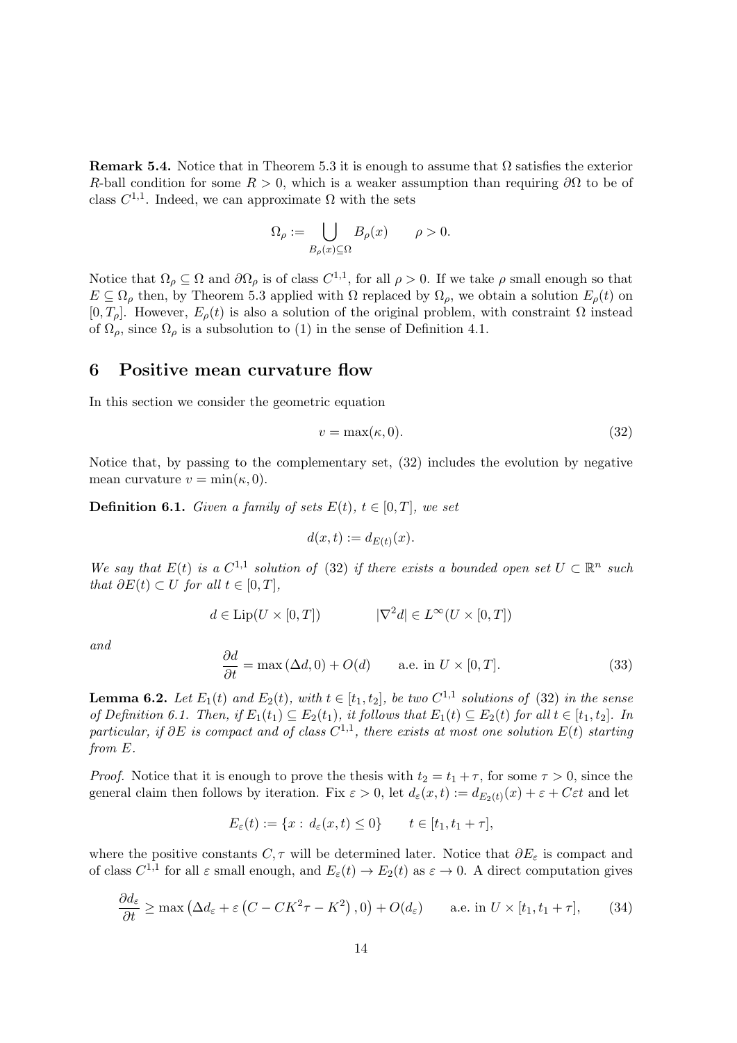**Remark 5.4.** Notice that in Theorem 5.3 it is enough to assume that $\Omega$ satisfies the exterior $R$-ball condition for some $R > 0$, which is a weaker assumption than requiring $\partial\Omega$ to be of class $C^{1,1}$. Indeed, we can approximate $\Omega$ with the sets

$$\Omega_\rho := \bigcup_{B_\rho(x)\subseteq\Omega} B_\rho(x) \qquad \rho > 0.$$

Notice that $\Omega_\rho \subseteq \Omega$ and $\partial\Omega_\rho$ is of class $C^{1,1}$, for all $\rho > 0$. If we take $\rho$ small enough so that $E \subseteq \Omega_\rho$ then, by Theorem 5.3 applied with $\Omega$ replaced by $\Omega_\rho$, we obtain a solution $E_\rho(t)$ on $[0, T_\rho]$. However, $E_\rho(t)$ is also a solution of the original problem, with constraint $\Omega$ instead of $\Omega_\rho$, since $\Omega_\rho$ is a subsolution to (1) in the sense of Definition 4.1.

# 6 Positive mean curvature flow

In this section we consider the geometric equation

$$v = \max(\kappa, 0). \tag{32}$$

Notice that, by passing to the complementary set, (32) includes the evolution by negative mean curvature $v = \min(\kappa, 0)$.

**Definition 6.1.** *Given a family of sets $E(t)$, $t \in [0, T]$, we set*

$$d(x, t) := d_{E(t)}(x).$$

*We say that $E(t)$ is a $C^{1,1}$ solution of (32) if there exists a bounded open set $U \subset \mathbb{R}^n$ such that $\partial E(t) \subset U$ for all $t \in [0, T]$,*

$$d \in \mathrm{Lip}(U \times [0, T]) \qquad\qquad |\nabla^2 d| \in L^\infty(U \times [0, T])$$

*and*

$$\frac{\partial d}{\partial t} = \max(\Delta d, 0) + O(d) \qquad \text{a.e. in } U \times [0, T]. \tag{33}$$

**Lemma 6.2.** *Let $E_1(t)$ and $E_2(t)$, with $t \in [t_1, t_2]$, be two $C^{1,1}$ solutions of (32) in the sense of Definition 6.1. Then, if $E_1(t_1) \subseteq E_2(t_1)$, it follows that $E_1(t) \subseteq E_2(t)$ for all $t \in [t_1, t_2]$. In particular, if $\partial E$ is compact and of class $C^{1,1}$, there exists at most one solution $E(t)$ starting from $E$.*

*Proof.* Notice that it is enough to prove the thesis with $t_2 = t_1 + \tau$, for some $\tau > 0$, since the general claim then follows by iteration. Fix $\varepsilon > 0$, let $d_\varepsilon(x, t) := d_{E_2(t)}(x) + \varepsilon + C\varepsilon t$ and let

$$E_\varepsilon(t) := \{x : d_\varepsilon(x, t) \le 0\} \qquad t \in [t_1, t_1 + \tau],$$

where the positive constants $C, \tau$ will be determined later. Notice that $\partial E_\varepsilon$ is compact and of class $C^{1,1}$ for all $\varepsilon$ small enough, and $E_\varepsilon(t) \to E_2(t)$ as $\varepsilon \to 0$. A direct computation gives

$$\frac{\partial d_\varepsilon}{\partial t} \ge \max\left(\Delta d_\varepsilon + \varepsilon\left(C - CK^2\tau - K^2\right), 0\right) + O(d_\varepsilon) \qquad \text{a.e. in } U \times [t_1, t_1 + \tau], \tag{34}$$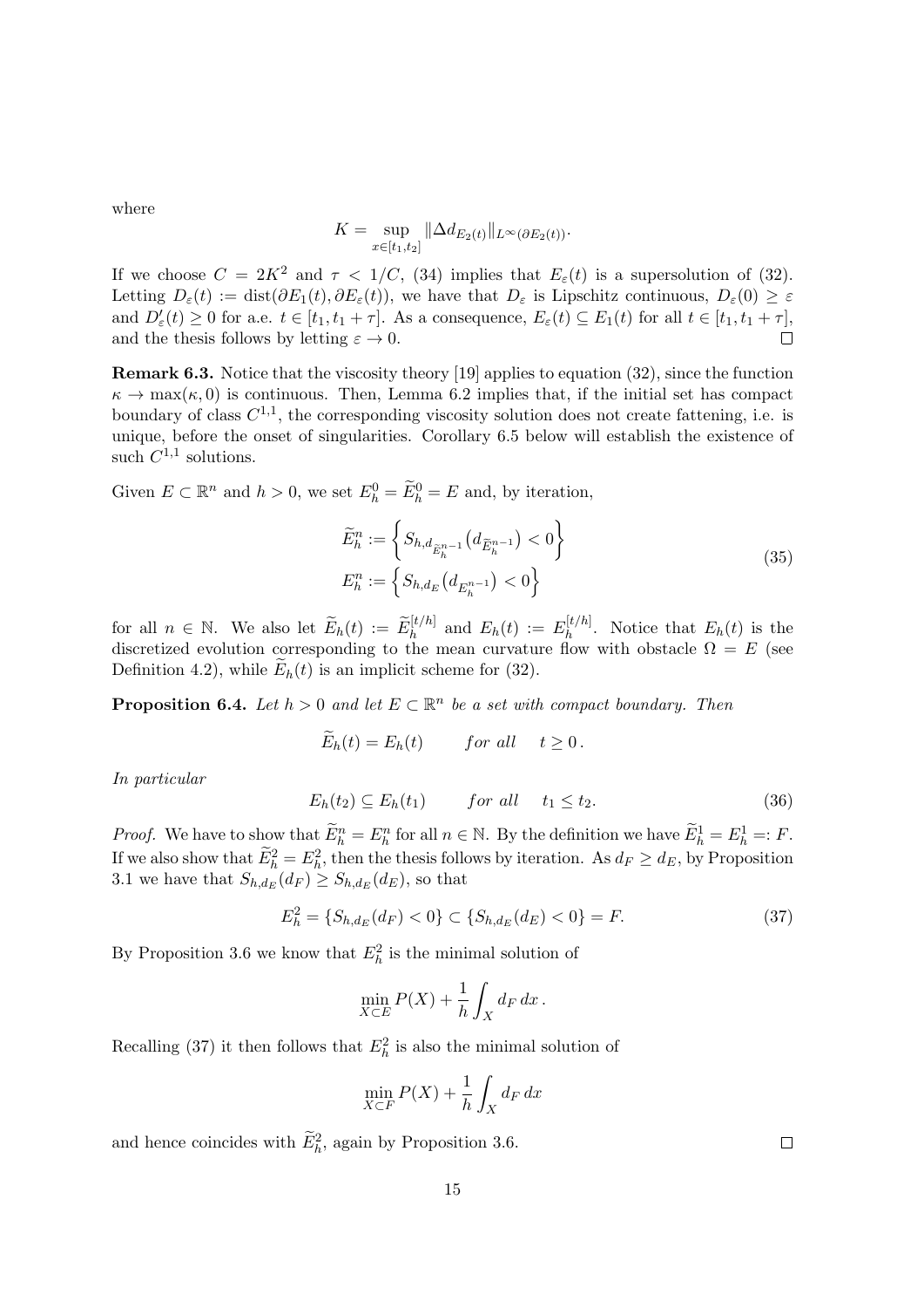where

$$K = \sup_{x \in [t_1, t_2]} \|\Delta d_{E_2(t)}\|_{L^\infty(\partial E_2(t))}.$$

If we choose $C = 2K^2$ and $\tau < 1/C$, (34) implies that $E_\varepsilon(t)$ is a supersolution of (32). Letting $D_\varepsilon(t) := \mathrm{dist}(\partial E_1(t), \partial E_\varepsilon(t))$, we have that $D_\varepsilon$ is Lipschitz continuous, $D_\varepsilon(0) \geq \varepsilon$ and $D'_\varepsilon(t) \geq 0$ for a.e. $t \in [t_1, t_1 + \tau]$. As a consequence, $E_\varepsilon(t) \subseteq E_1(t)$ for all $t \in [t_1, t_1 + \tau]$, and the thesis follows by letting $\varepsilon \to 0$. $\square$

**Remark 6.3.** Notice that the viscosity theory [19] applies to equation (32), since the function $\kappa \to \max(\kappa, 0)$ is continuous. Then, Lemma 6.2 implies that, if the initial set has compact boundary of class $C^{1,1}$, the corresponding viscosity solution does not create fattening, i.e. is unique, before the onset of singularities. Corollary 6.5 below will establish the existence of such $C^{1,1}$ solutions.

Given $E \subset \mathbb{R}^n$ and $h > 0$, we set $E_h^0 = \widetilde{E}_h^0 = E$ and, by iteration,

$$\begin{aligned} \widetilde{E}_h^n &:= \left\{ S_{h, d_{\widetilde{E}_h^{n-1}}}\big(d_{\widetilde{E}_h^{n-1}}\big) < 0 \right\} \\ E_h^n &:= \left\{ S_{h, d_E}\big(d_{E_h^{n-1}}\big) < 0 \right\} \end{aligned} \tag{35}$$

for all $n \in \mathbb{N}$. We also let $\widetilde{E}_h(t) := \widetilde{E}_h^{[t/h]}$ and $E_h(t) := E_h^{[t/h]}$. Notice that $E_h(t)$ is the discretized evolution corresponding to the mean curvature flow with obstacle $\Omega = E$ (see Definition 4.2), while $\widetilde{E}_h(t)$ is an implicit scheme for (32).

**Proposition 6.4.** *Let $h > 0$ and let $E \subset \mathbb{R}^n$ be a set with compact boundary. Then*

$$\widetilde{E}_h(t) = E_h(t) \qquad \textit{for all} \quad t \geq 0.$$

*In particular*

$$E_h(t_2) \subseteq E_h(t_1) \qquad \textit{for all} \quad t_1 \leq t_2. \tag{36}$$

*Proof.* We have to show that $\widetilde{E}_h^n = E_h^n$ for all $n \in \mathbb{N}$. By the definition we have $\widetilde{E}_h^1 = E_h^1 =: F$. If we also show that $\widetilde{E}_h^2 = E_h^2$, then the thesis follows by iteration. As $d_F \geq d_E$, by Proposition 3.1 we have that $S_{h,d_E}(d_F) \geq S_{h,d_E}(d_E)$, so that

$$E_h^2 = \{S_{h,d_E}(d_F) < 0\} \subset \{S_{h,d_E}(d_E) < 0\} = F. \tag{37}$$

By Proposition 3.6 we know that $E_h^2$ is the minimal solution of

$$\min_{X \subset E} P(X) + \frac{1}{h} \int_X d_F \, dx \, .$$

Recalling (37) it then follows that $E_h^2$ is also the minimal solution of

$$\min_{X \subset F} P(X) + \frac{1}{h} \int_X d_F \, dx$$

and hence coincides with $\widetilde{E}_h^2$, again by Proposition 3.6. $\square$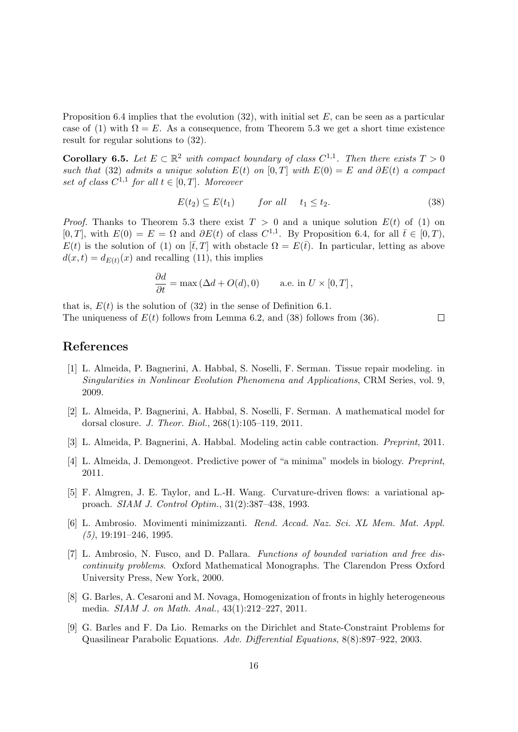Proposition 6.4 implies that the evolution (32), with initial set $E$, can be seen as a particular case of (1) with $\Omega = E$. As a consequence, from Theorem 5.3 we get a short time existence result for regular solutions to (32).

**Corollary 6.5.** *Let $E \subset \mathbb{R}^2$ with compact boundary of class $C^{1,1}$. Then there exists $T > 0$ such that* (32) *admits a unique solution $E(t)$ on $[0, T]$ with $E(0) = E$ and $\partial E(t)$ a compact set of class $C^{1,1}$ for all $t \in [0, T]$. Moreover*

$$E(t_2) \subseteq E(t_1) \qquad \textit{for all} \quad t_1 \leq t_2. \tag{38}$$

*Proof.* Thanks to Theorem 5.3 there exist $T > 0$ and a unique solution $E(t)$ of (1) on $[0, T]$, with $E(0) = E = \Omega$ and $\partial E(t)$ of class $C^{1,1}$. By Proposition 6.4, for all $\bar{t} \in [0, T)$, $E(t)$ is the solution of (1) on $[\bar{t}, T]$ with obstacle $\Omega = E(\bar{t})$. In particular, letting as above $d(x, t) = d_{E(t)}(x)$ and recalling (11), this implies

$$\frac{\partial d}{\partial t} = \max\left(\Delta d + O(d), 0\right) \qquad \text{a.e. in } U \times [0, T],$$

that is, $E(t)$ is the solution of (32) in the sense of Definition 6.1.
The uniqueness of $E(t)$ follows from Lemma 6.2, and (38) follows from (36). $\square$

## References

[1] L. Almeida, P. Bagnerini, A. Habbal, S. Noselli, F. Serman. Tissue repair modeling. in *Singularities in Nonlinear Evolution Phenomena and Applications*, CRM Series, vol. 9, 2009.

[2] L. Almeida, P. Bagnerini, A. Habbal, S. Noselli, F. Serman. A mathematical model for dorsal closure. *J. Theor. Biol.*, 268(1):105–119, 2011.

[3] L. Almeida, P. Bagnerini, A. Habbal. Modeling actin cable contraction. *Preprint*, 2011.

[4] L. Almeida, J. Demongeot. Predictive power of "a minima" models in biology. *Preprint*, 2011.

[5] F. Almgren, J. E. Taylor, and L.-H. Wang. Curvature-driven flows: a variational approach. *SIAM J. Control Optim.*, 31(2):387–438, 1993.

[6] L. Ambrosio. Movimenti minimizzanti. *Rend. Accad. Naz. Sci. XL Mem. Mat. Appl. (5)*, 19:191–246, 1995.

[7] L. Ambrosio, N. Fusco, and D. Pallara. *Functions of bounded variation and free discontinuity problems*. Oxford Mathematical Monographs. The Clarendon Press Oxford University Press, New York, 2000.

[8] G. Barles, A. Cesaroni and M. Novaga, Homogenization of fronts in highly heterogeneous media. *SIAM J. on Math. Anal.*, 43(1):212–227, 2011.

[9] G. Barles and F. Da Lio. Remarks on the Dirichlet and State-Constraint Problems for Quasilinear Parabolic Equations. *Adv. Differential Equations*, 8(8):897–922, 2003.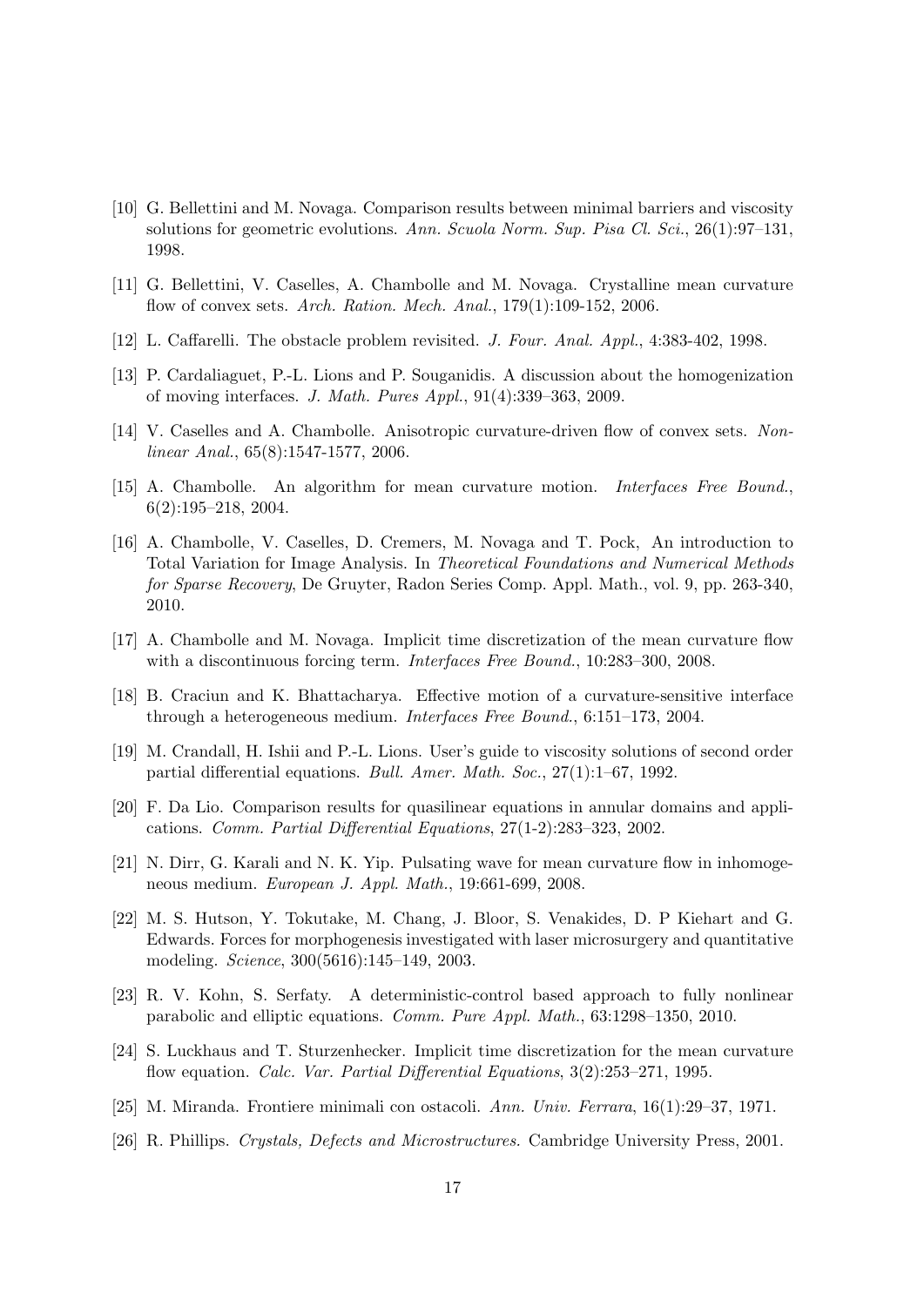[10] G. Bellettini and M. Novaga. Comparison results between minimal barriers and viscosity solutions for geometric evolutions. *Ann. Scuola Norm. Sup. Pisa Cl. Sci.*, 26(1):97–131, 1998.

[11] G. Bellettini, V. Caselles, A. Chambolle and M. Novaga. Crystalline mean curvature flow of convex sets. *Arch. Ration. Mech. Anal.*, 179(1):109-152, 2006.

[12] L. Caffarelli. The obstacle problem revisited. *J. Four. Anal. Appl.*, 4:383-402, 1998.

[13] P. Cardaliaguet, P.-L. Lions and P. Souganidis. A discussion about the homogenization of moving interfaces. *J. Math. Pures Appl.*, 91(4):339–363, 2009.

[14] V. Caselles and A. Chambolle. Anisotropic curvature-driven flow of convex sets. *Nonlinear Anal.*, 65(8):1547-1577, 2006.

[15] A. Chambolle. An algorithm for mean curvature motion. *Interfaces Free Bound.*, 6(2):195–218, 2004.

[16] A. Chambolle, V. Caselles, D. Cremers, M. Novaga and T. Pock, An introduction to Total Variation for Image Analysis. In *Theoretical Foundations and Numerical Methods for Sparse Recovery*, De Gruyter, Radon Series Comp. Appl. Math., vol. 9, pp. 263-340, 2010.

[17] A. Chambolle and M. Novaga. Implicit time discretization of the mean curvature flow with a discontinuous forcing term. *Interfaces Free Bound.*, 10:283–300, 2008.

[18] B. Craciun and K. Bhattacharya. Effective motion of a curvature-sensitive interface through a heterogeneous medium. *Interfaces Free Bound.*, 6:151–173, 2004.

[19] M. Crandall, H. Ishii and P.-L. Lions. User's guide to viscosity solutions of second order partial differential equations. *Bull. Amer. Math. Soc.*, 27(1):1–67, 1992.

[20] F. Da Lio. Comparison results for quasilinear equations in annular domains and applications. *Comm. Partial Differential Equations*, 27(1-2):283–323, 2002.

[21] N. Dirr, G. Karali and N. K. Yip. Pulsating wave for mean curvature flow in inhomogeneous medium. *European J. Appl. Math.*, 19:661-699, 2008.

[22] M. S. Hutson, Y. Tokutake, M. Chang, J. Bloor, S. Venakides, D. P Kiehart and G. Edwards. Forces for morphogenesis investigated with laser microsurgery and quantitative modeling. *Science*, 300(5616):145–149, 2003.

[23] R. V. Kohn, S. Serfaty. A deterministic-control based approach to fully nonlinear parabolic and elliptic equations. *Comm. Pure Appl. Math.*, 63:1298–1350, 2010.

[24] S. Luckhaus and T. Sturzenhecker. Implicit time discretization for the mean curvature flow equation. *Calc. Var. Partial Differential Equations*, 3(2):253–271, 1995.

[25] M. Miranda. Frontiere minimali con ostacoli. *Ann. Univ. Ferrara*, 16(1):29–37, 1971.

[26] R. Phillips. *Crystals, Defects and Microstructures.* Cambridge University Press, 2001.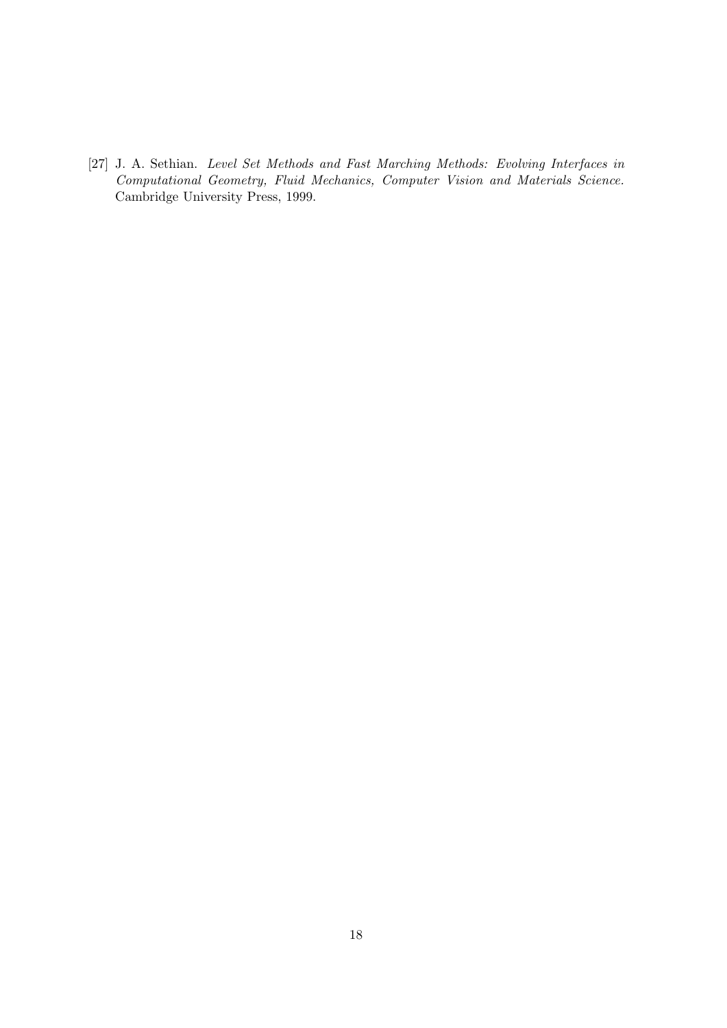[27] J. A. Sethian. *Level Set Methods and Fast Marching Methods: Evolving Interfaces in Computational Geometry, Fluid Mechanics, Computer Vision and Materials Science.* Cambridge University Press, 1999.